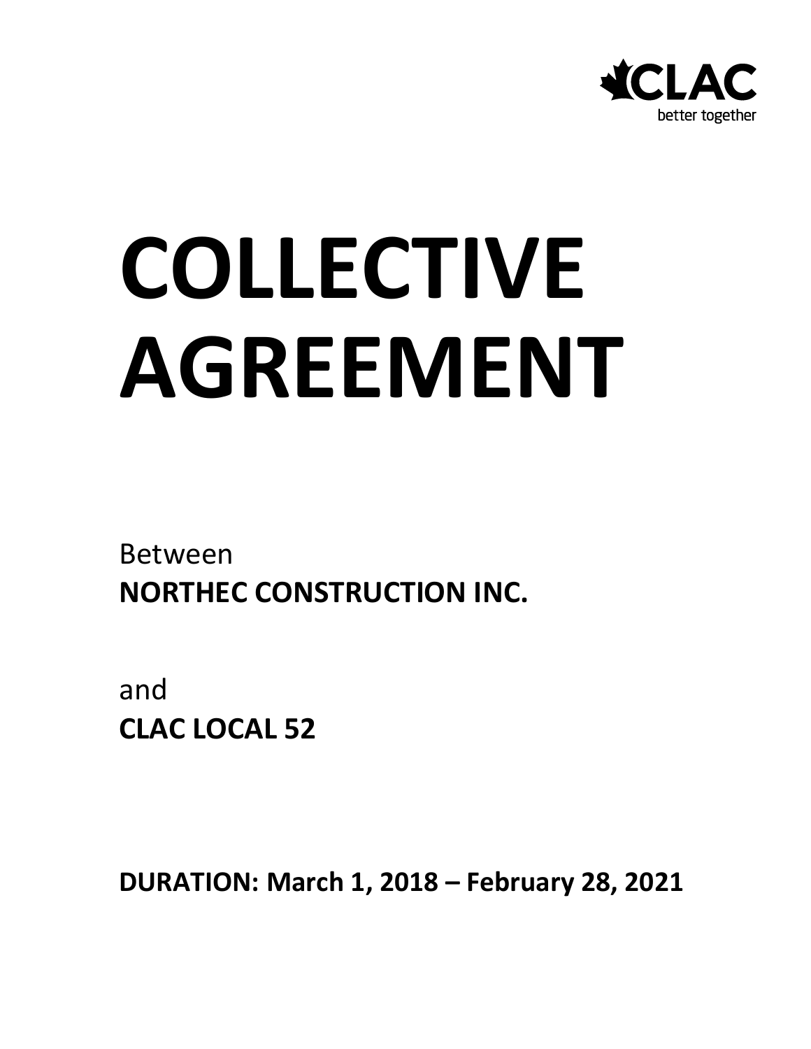CLAC
better together

# COLLECTIVE AGREEMENT

Between
**NORTHEC CONSTRUCTION INC.**

and
**CLAC LOCAL 52**

**DURATION: March 1, 2018 – February 28, 2021**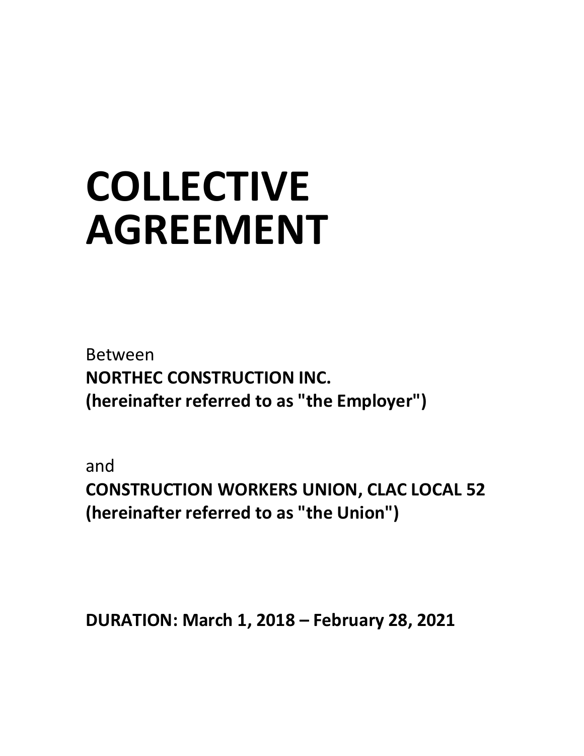# COLLECTIVE AGREEMENT

Between

**NORTHEC CONSTRUCTION INC.**
**(hereinafter referred to as "the Employer")**

and

**CONSTRUCTION WORKERS UNION, CLAC LOCAL 52**
**(hereinafter referred to as "the Union")**

**DURATION: March 1, 2018 – February 28, 2021**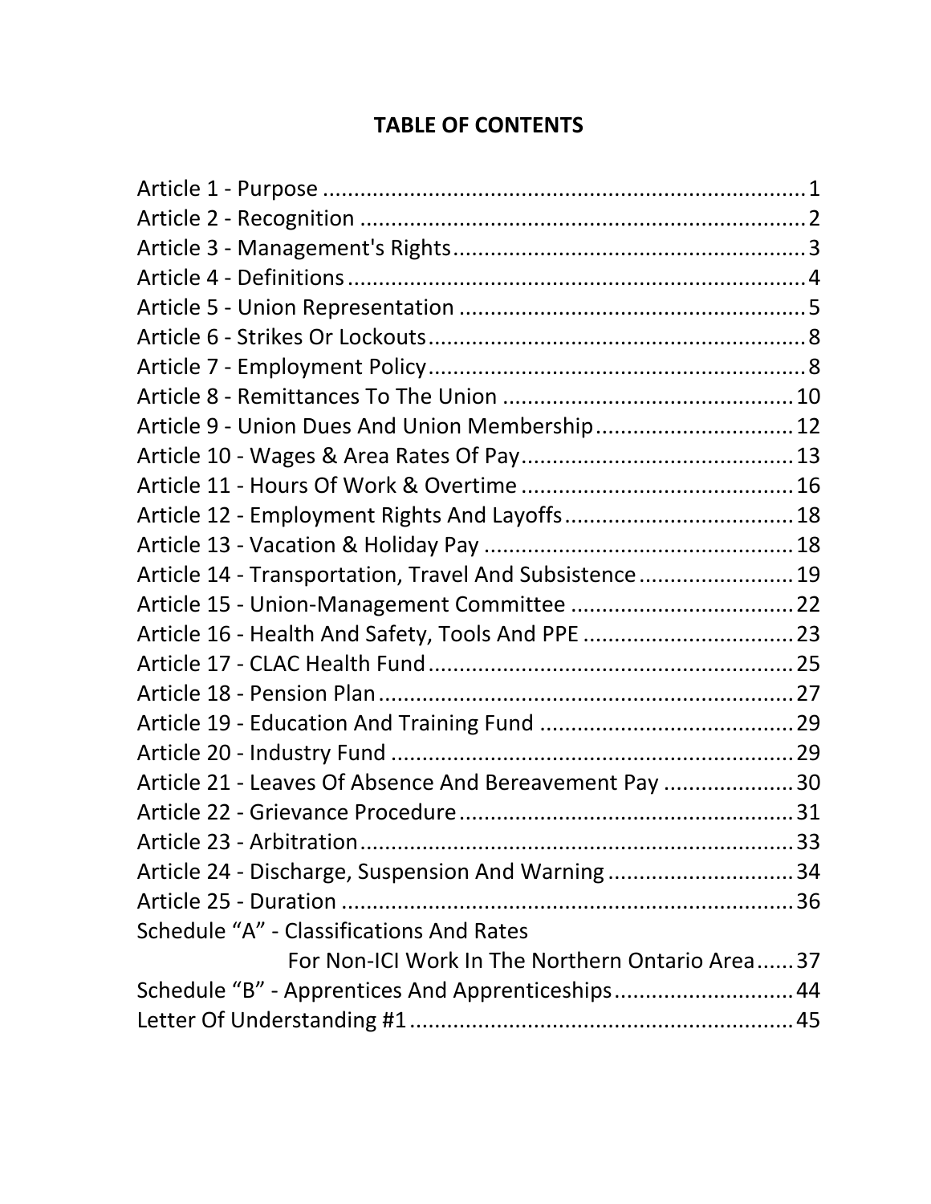# TABLE OF CONTENTS

Article 1 - Purpose ............................................................................ 1
Article 2 - Recognition ........................................................................ 2
Article 3 - Management's Rights ......................................................... 3
Article 4 - Definitions .......................................................................... 4
Article 5 - Union Representation ........................................................ 5
Article 6 - Strikes Or Lockouts ............................................................. 8
Article 7 - Employment Policy .............................................................. 8
Article 8 - Remittances To The Union ............................................... 10
Article 9 - Union Dues And Union Membership ................................ 12
Article 10 - Wages & Area Rates Of Pay ............................................ 13
Article 11 - Hours Of Work & Overtime ............................................ 16
Article 12 - Employment Rights And Layoffs ..................................... 18
Article 13 - Vacation & Holiday Pay .................................................. 18
Article 14 - Transportation, Travel And Subsistence ......................... 19
Article 15 - Union-Management Committee .................................... 22
Article 16 - Health And Safety, Tools And PPE .................................. 23
Article 17 - CLAC Health Fund ........................................................... 25
Article 18 - Pension Plan .................................................................... 27
Article 19 - Education And Training Fund ......................................... 29
Article 20 - Industry Fund ................................................................. 29
Article 21 - Leaves Of Absence And Bereavement Pay ..................... 30
Article 22 - Grievance Procedure ...................................................... 31
Article 23 - Arbitration ...................................................................... 33
Article 24 - Discharge, Suspension And Warning .............................. 34
Article 25 - Duration ......................................................................... 36
Schedule "A" - Classifications And Rates
For Non-ICI Work In The Northern Ontario Area ...... 37
Schedule "B" - Apprentices And Apprenticeships ............................. 44
Letter Of Understanding #1 .............................................................. 45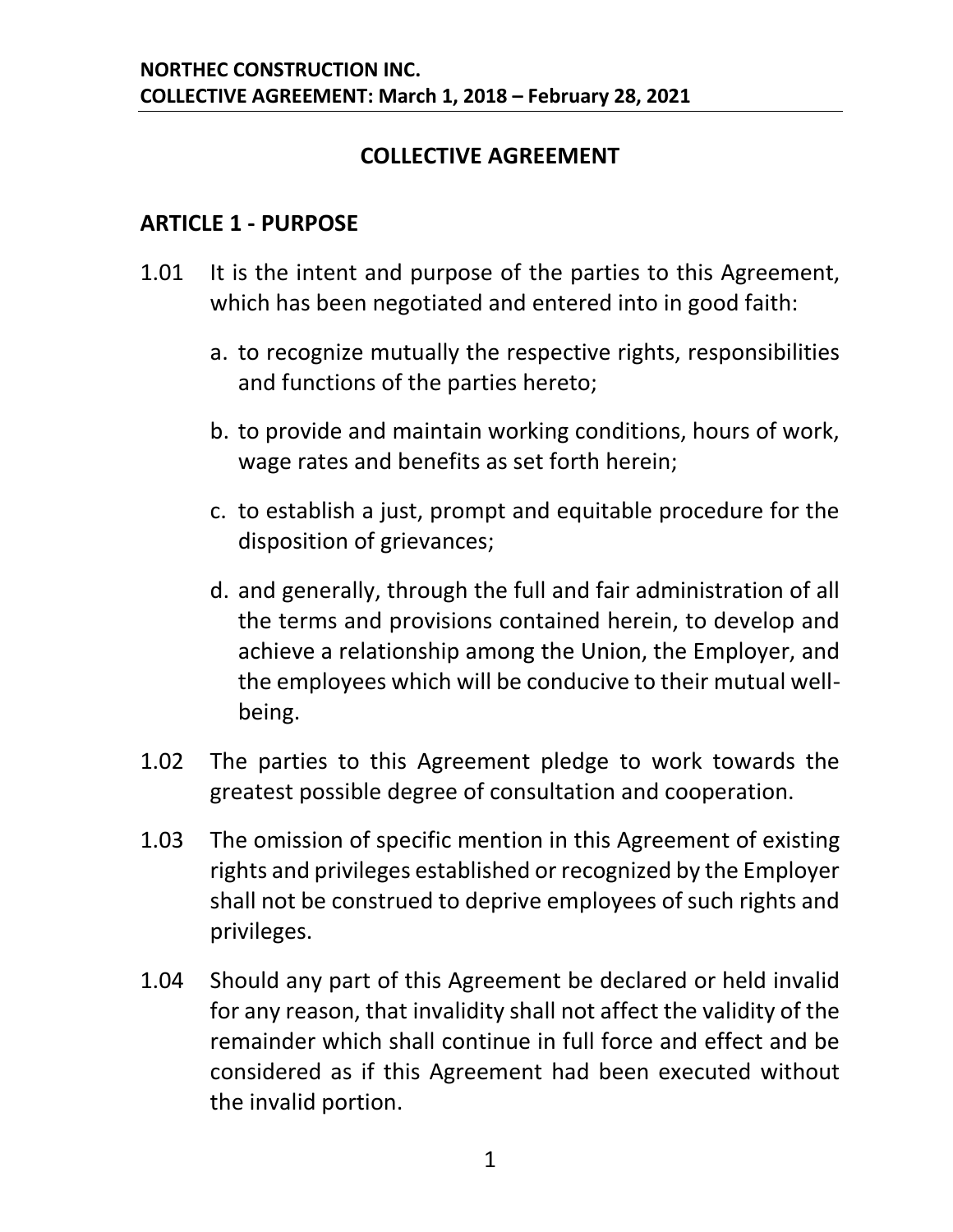# COLLECTIVE AGREEMENT

## ARTICLE 1 - PURPOSE

1.01 It is the intent and purpose of the parties to this Agreement, which has been negotiated and entered into in good faith:

   a. to recognize mutually the respective rights, responsibilities and functions of the parties hereto;

   b. to provide and maintain working conditions, hours of work, wage rates and benefits as set forth herein;

   c. to establish a just, prompt and equitable procedure for the disposition of grievances;

   d. and generally, through the full and fair administration of all the terms and provisions contained herein, to develop and achieve a relationship among the Union, the Employer, and the employees which will be conducive to their mutual well-being.

1.02 The parties to this Agreement pledge to work towards the greatest possible degree of consultation and cooperation.

1.03 The omission of specific mention in this Agreement of existing rights and privileges established or recognized by the Employer shall not be construed to deprive employees of such rights and privileges.

1.04 Should any part of this Agreement be declared or held invalid for any reason, that invalidity shall not affect the validity of the remainder which shall continue in full force and effect and be considered as if this Agreement had been executed without the invalid portion.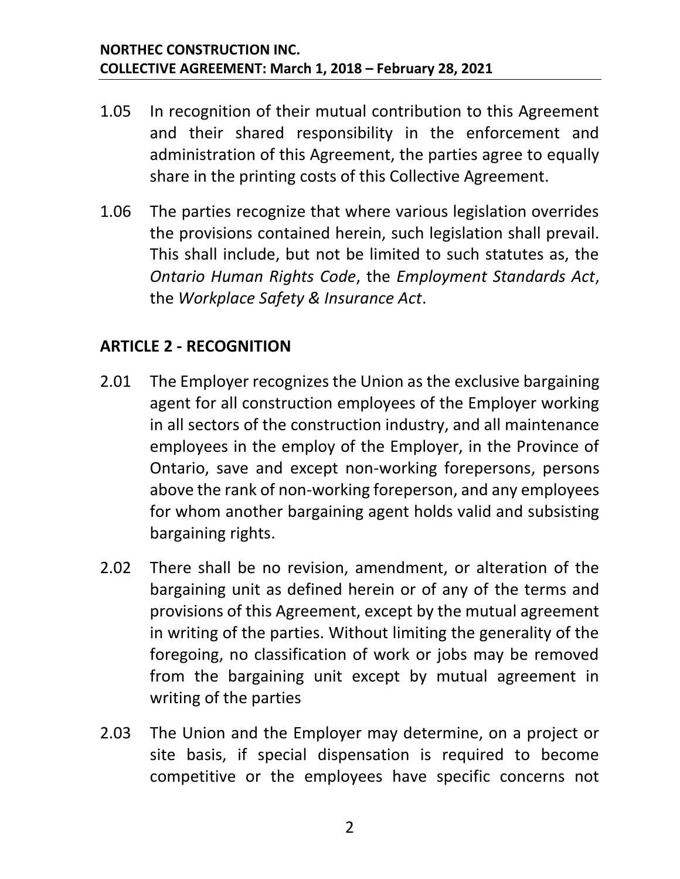1.05 In recognition of their mutual contribution to this Agreement and their shared responsibility in the enforcement and administration of this Agreement, the parties agree to equally share in the printing costs of this Collective Agreement.

1.06 The parties recognize that where various legislation overrides the provisions contained herein, such legislation shall prevail. This shall include, but not be limited to such statutes as, the *Ontario Human Rights Code*, the *Employment Standards Act*, the *Workplace Safety & Insurance Act*.

## ARTICLE 2 - RECOGNITION

2.01 The Employer recognizes the Union as the exclusive bargaining agent for all construction employees of the Employer working in all sectors of the construction industry, and all maintenance employees in the employ of the Employer, in the Province of Ontario, save and except non-working forepersons, persons above the rank of non-working foreperson, and any employees for whom another bargaining agent holds valid and subsisting bargaining rights.

2.02 There shall be no revision, amendment, or alteration of the bargaining unit as defined herein or of any of the terms and provisions of this Agreement, except by the mutual agreement in writing of the parties. Without limiting the generality of the foregoing, no classification of work or jobs may be removed from the bargaining unit except by mutual agreement in writing of the parties

2.03 The Union and the Employer may determine, on a project or site basis, if special dispensation is required to become competitive or the employees have specific concerns not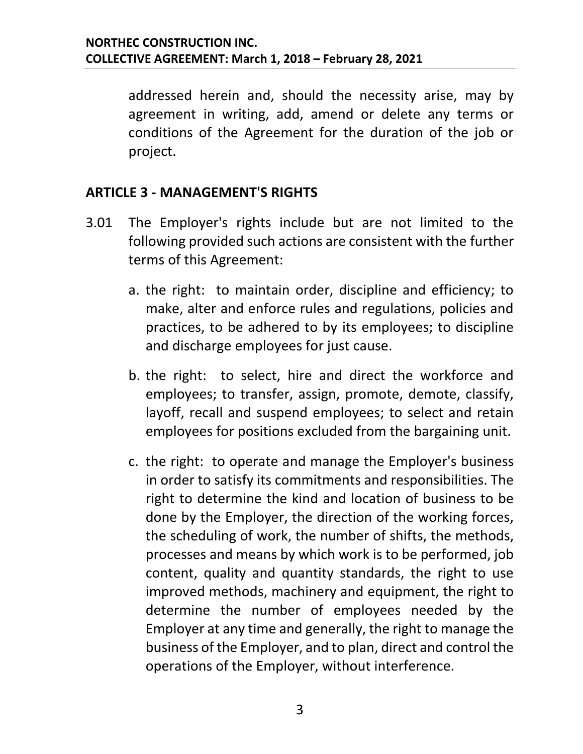addressed herein and, should the necessity arise, may by agreement in writing, add, amend or delete any terms or conditions of the Agreement for the duration of the job or project.

## ARTICLE 3 - MANAGEMENT'S RIGHTS

3.01 The Employer's rights include but are not limited to the following provided such actions are consistent with the further terms of this Agreement:

a. the right: to maintain order, discipline and efficiency; to make, alter and enforce rules and regulations, policies and practices, to be adhered to by its employees; to discipline and discharge employees for just cause.

b. the right: to select, hire and direct the workforce and employees; to transfer, assign, promote, demote, classify, layoff, recall and suspend employees; to select and retain employees for positions excluded from the bargaining unit.

c. the right: to operate and manage the Employer's business in order to satisfy its commitments and responsibilities. The right to determine the kind and location of business to be done by the Employer, the direction of the working forces, the scheduling of work, the number of shifts, the methods, processes and means by which work is to be performed, job content, quality and quantity standards, the right to use improved methods, machinery and equipment, the right to determine the number of employees needed by the Employer at any time and generally, the right to manage the business of the Employer, and to plan, direct and control the operations of the Employer, without interference.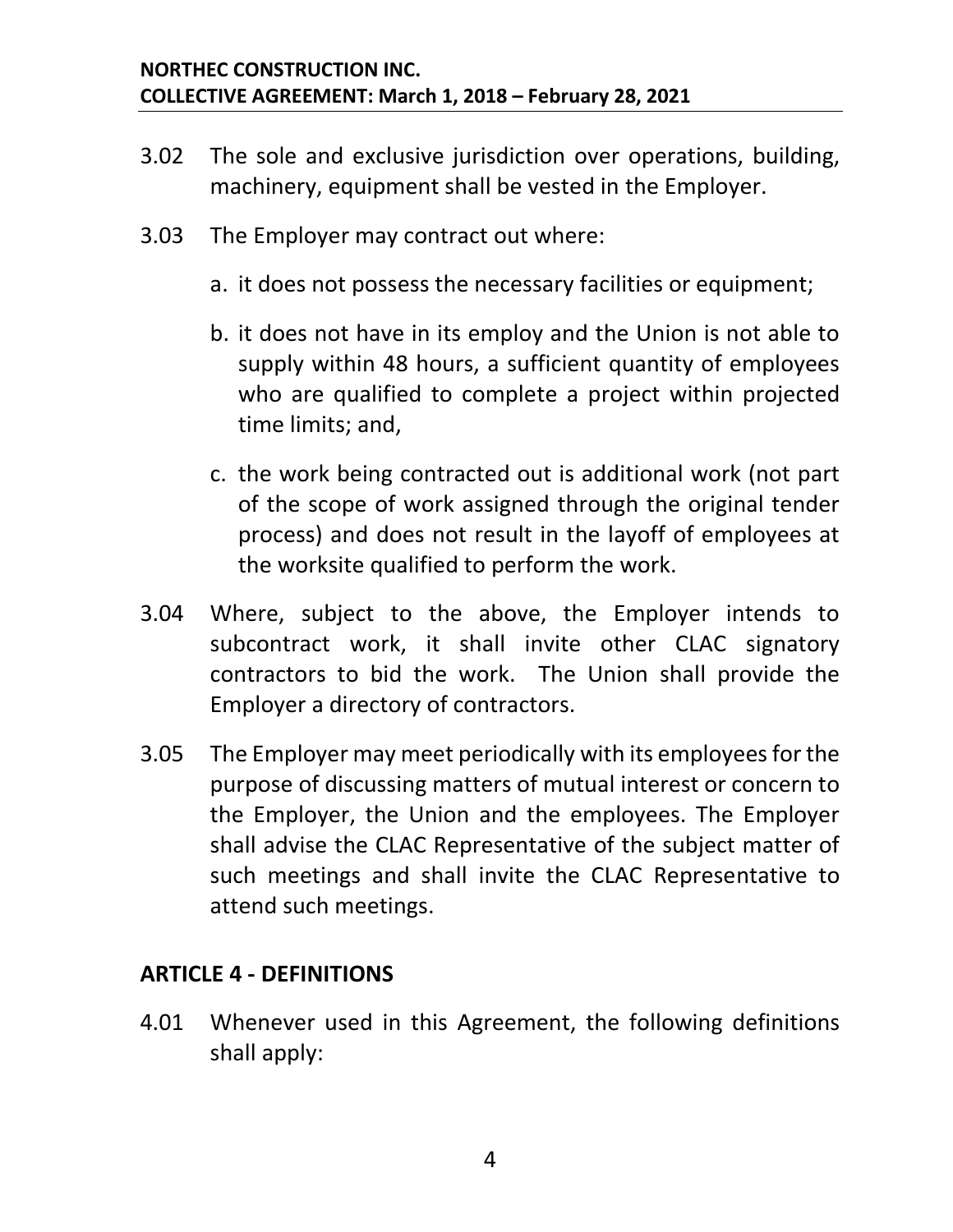3.02 The sole and exclusive jurisdiction over operations, building, machinery, equipment shall be vested in the Employer.

3.03 The Employer may contract out where:

a. it does not possess the necessary facilities or equipment;

b. it does not have in its employ and the Union is not able to supply within 48 hours, a sufficient quantity of employees who are qualified to complete a project within projected time limits; and,

c. the work being contracted out is additional work (not part of the scope of work assigned through the original tender process) and does not result in the layoff of employees at the worksite qualified to perform the work.

3.04 Where, subject to the above, the Employer intends to subcontract work, it shall invite other CLAC signatory contractors to bid the work. The Union shall provide the Employer a directory of contractors.

3.05 The Employer may meet periodically with its employees for the purpose of discussing matters of mutual interest or concern to the Employer, the Union and the employees. The Employer shall advise the CLAC Representative of the subject matter of such meetings and shall invite the CLAC Representative to attend such meetings.

## ARTICLE 4 - DEFINITIONS

4.01 Whenever used in this Agreement, the following definitions shall apply: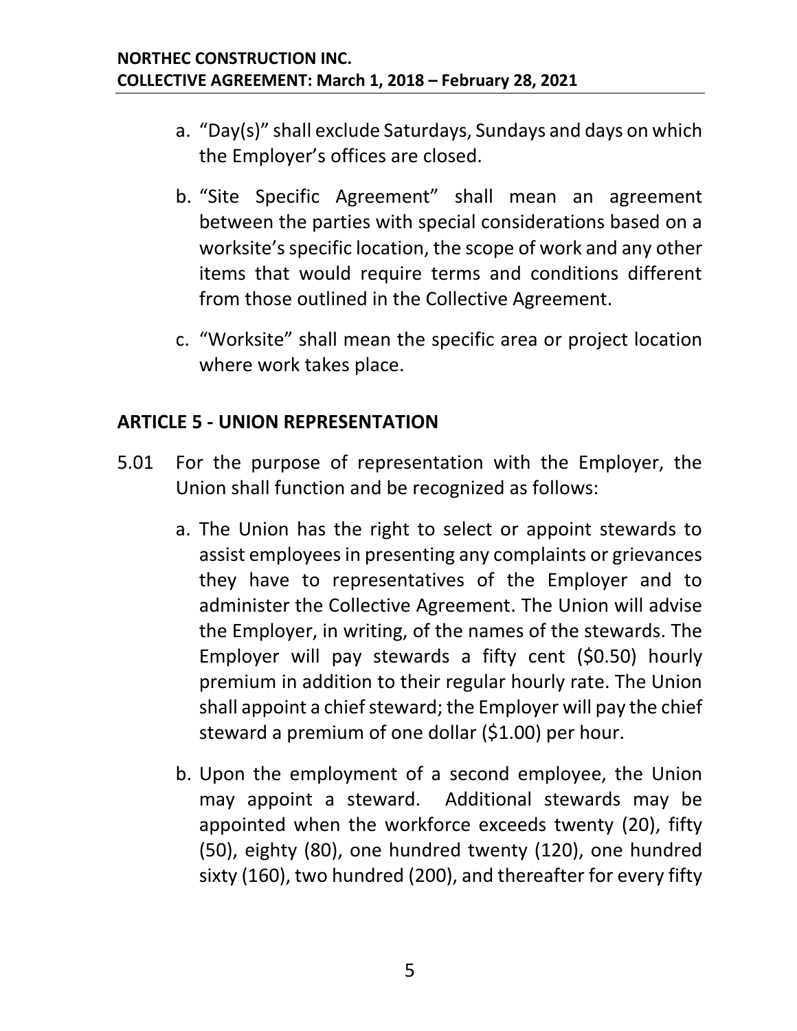a. "Day(s)" shall exclude Saturdays, Sundays and days on which the Employer's offices are closed.

b. "Site Specific Agreement" shall mean an agreement between the parties with special considerations based on a worksite's specific location, the scope of work and any other items that would require terms and conditions different from those outlined in the Collective Agreement.

c. "Worksite" shall mean the specific area or project location where work takes place.

## ARTICLE 5 - UNION REPRESENTATION

5.01 For the purpose of representation with the Employer, the Union shall function and be recognized as follows:

a. The Union has the right to select or appoint stewards to assist employees in presenting any complaints or grievances they have to representatives of the Employer and to administer the Collective Agreement. The Union will advise the Employer, in writing, of the names of the stewards. The Employer will pay stewards a fifty cent ($0.50) hourly premium in addition to their regular hourly rate. The Union shall appoint a chief steward; the Employer will pay the chief steward a premium of one dollar ($1.00) per hour.

b. Upon the employment of a second employee, the Union may appoint a steward. Additional stewards may be appointed when the workforce exceeds twenty (20), fifty (50), eighty (80), one hundred twenty (120), one hundred sixty (160), two hundred (200), and thereafter for every fifty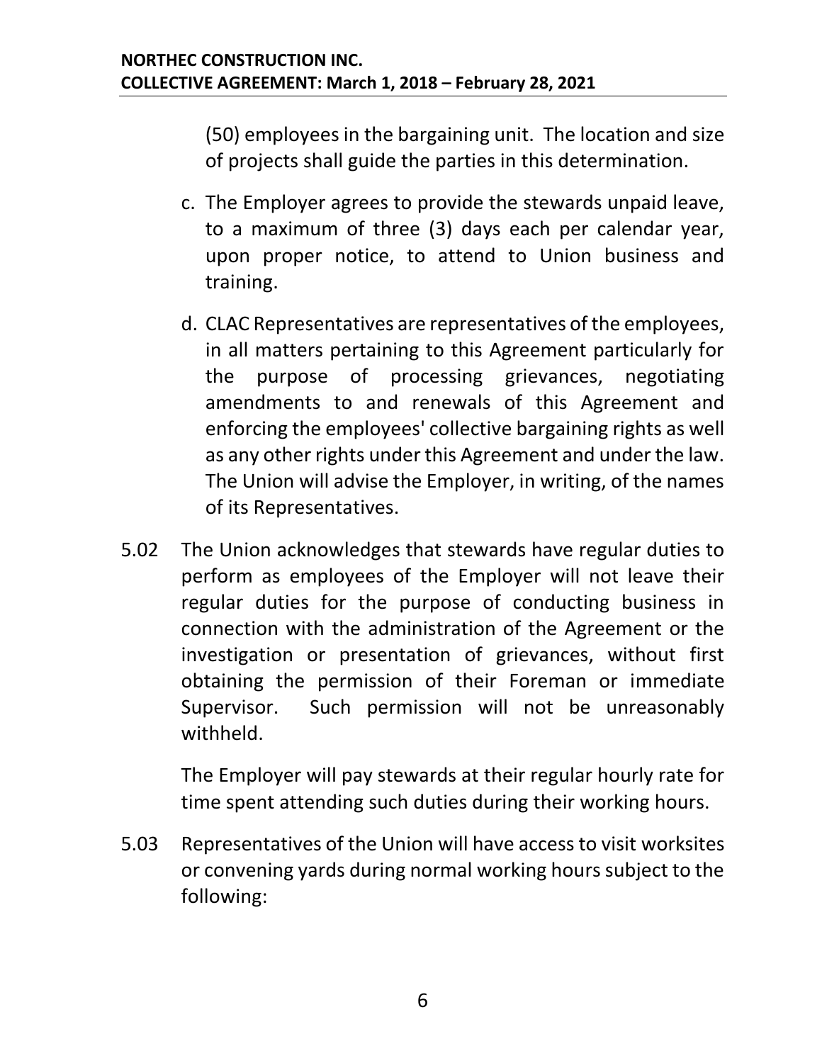(50) employees in the bargaining unit. The location and size of projects shall guide the parties in this determination.

c. The Employer agrees to provide the stewards unpaid leave, to a maximum of three (3) days each per calendar year, upon proper notice, to attend to Union business and training.

d. CLAC Representatives are representatives of the employees, in all matters pertaining to this Agreement particularly for the purpose of processing grievances, negotiating amendments to and renewals of this Agreement and enforcing the employees' collective bargaining rights as well as any other rights under this Agreement and under the law. The Union will advise the Employer, in writing, of the names of its Representatives.

5.02 The Union acknowledges that stewards have regular duties to perform as employees of the Employer will not leave their regular duties for the purpose of conducting business in connection with the administration of the Agreement or the investigation or presentation of grievances, without first obtaining the permission of their Foreman or immediate Supervisor. Such permission will not be unreasonably withheld.

The Employer will pay stewards at their regular hourly rate for time spent attending such duties during their working hours.

5.03 Representatives of the Union will have access to visit worksites or convening yards during normal working hours subject to the following: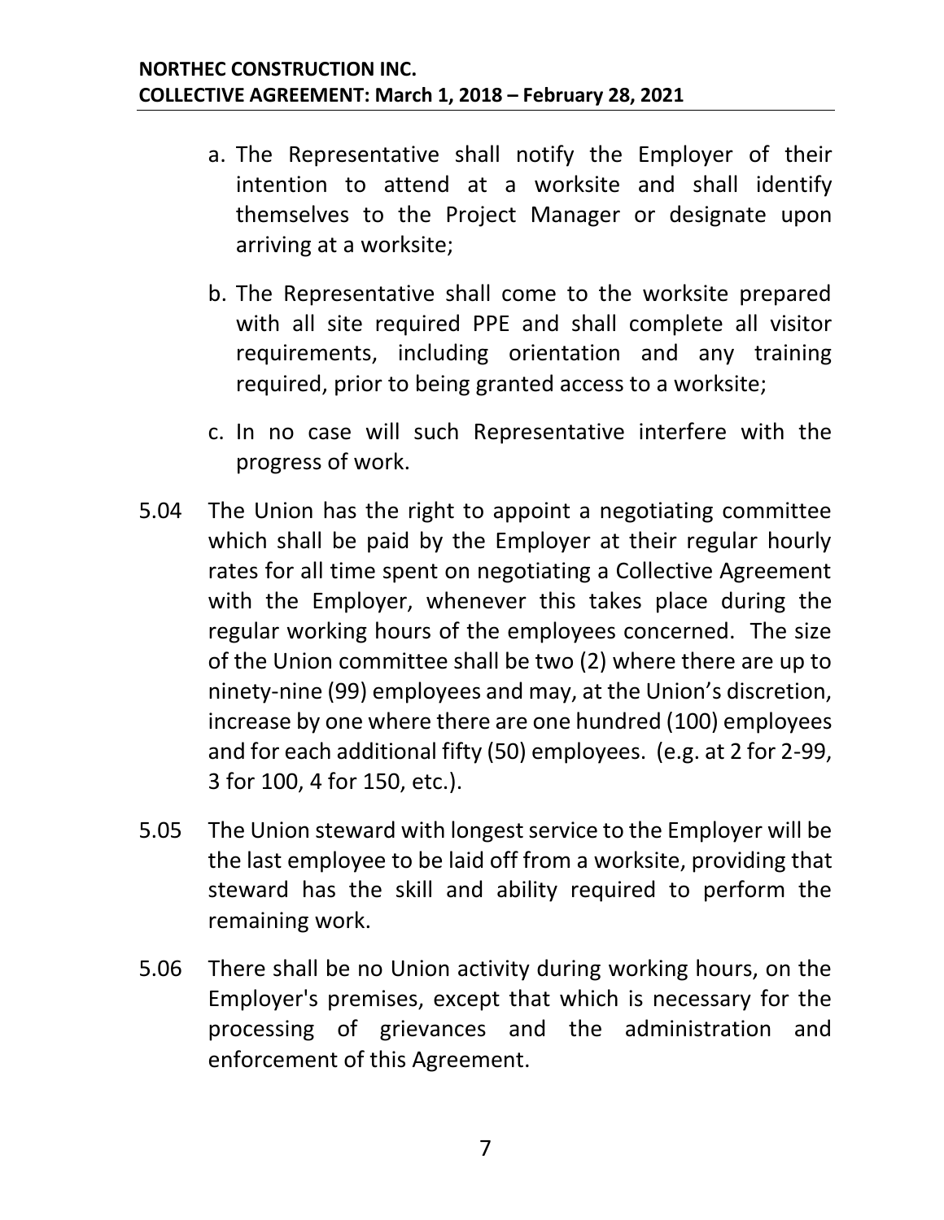a. The Representative shall notify the Employer of their intention to attend at a worksite and shall identify themselves to the Project Manager or designate upon arriving at a worksite;

b. The Representative shall come to the worksite prepared with all site required PPE and shall complete all visitor requirements, including orientation and any training required, prior to being granted access to a worksite;

c. In no case will such Representative interfere with the progress of work.

5.04 The Union has the right to appoint a negotiating committee which shall be paid by the Employer at their regular hourly rates for all time spent on negotiating a Collective Agreement with the Employer, whenever this takes place during the regular working hours of the employees concerned. The size of the Union committee shall be two (2) where there are up to ninety-nine (99) employees and may, at the Union's discretion, increase by one where there are one hundred (100) employees and for each additional fifty (50) employees. (e.g. at 2 for 2-99, 3 for 100, 4 for 150, etc.).

5.05 The Union steward with longest service to the Employer will be the last employee to be laid off from a worksite, providing that steward has the skill and ability required to perform the remaining work.

5.06 There shall be no Union activity during working hours, on the Employer's premises, except that which is necessary for the processing of grievances and the administration and enforcement of this Agreement.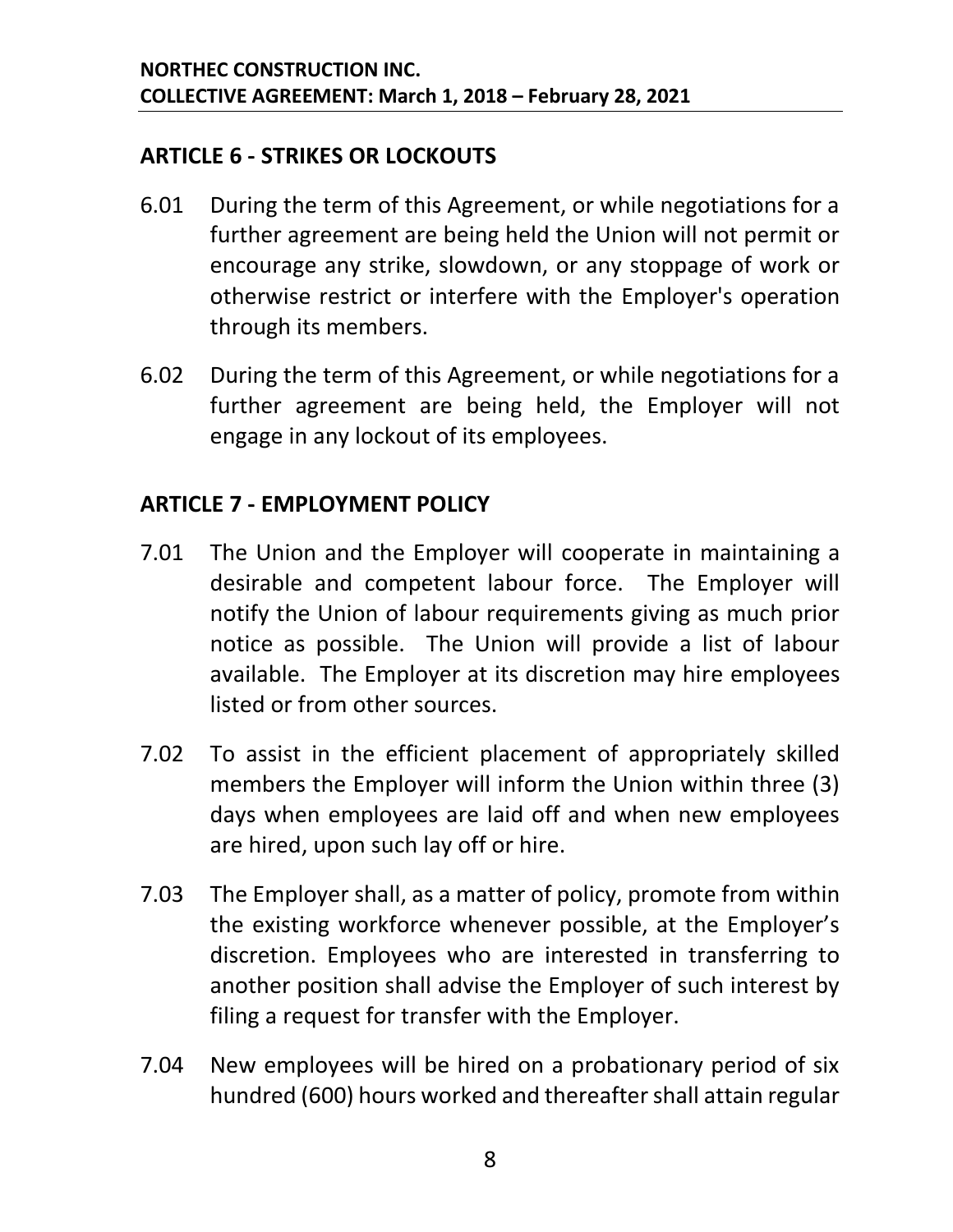## ARTICLE 6 - STRIKES OR LOCKOUTS

6.01 During the term of this Agreement, or while negotiations for a further agreement are being held the Union will not permit or encourage any strike, slowdown, or any stoppage of work or otherwise restrict or interfere with the Employer's operation through its members.

6.02 During the term of this Agreement, or while negotiations for a further agreement are being held, the Employer will not engage in any lockout of its employees.

## ARTICLE 7 - EMPLOYMENT POLICY

7.01 The Union and the Employer will cooperate in maintaining a desirable and competent labour force. The Employer will notify the Union of labour requirements giving as much prior notice as possible. The Union will provide a list of labour available. The Employer at its discretion may hire employees listed or from other sources.

7.02 To assist in the efficient placement of appropriately skilled members the Employer will inform the Union within three (3) days when employees are laid off and when new employees are hired, upon such lay off or hire.

7.03 The Employer shall, as a matter of policy, promote from within the existing workforce whenever possible, at the Employer's discretion. Employees who are interested in transferring to another position shall advise the Employer of such interest by filing a request for transfer with the Employer.

7.04 New employees will be hired on a probationary period of six hundred (600) hours worked and thereafter shall attain regular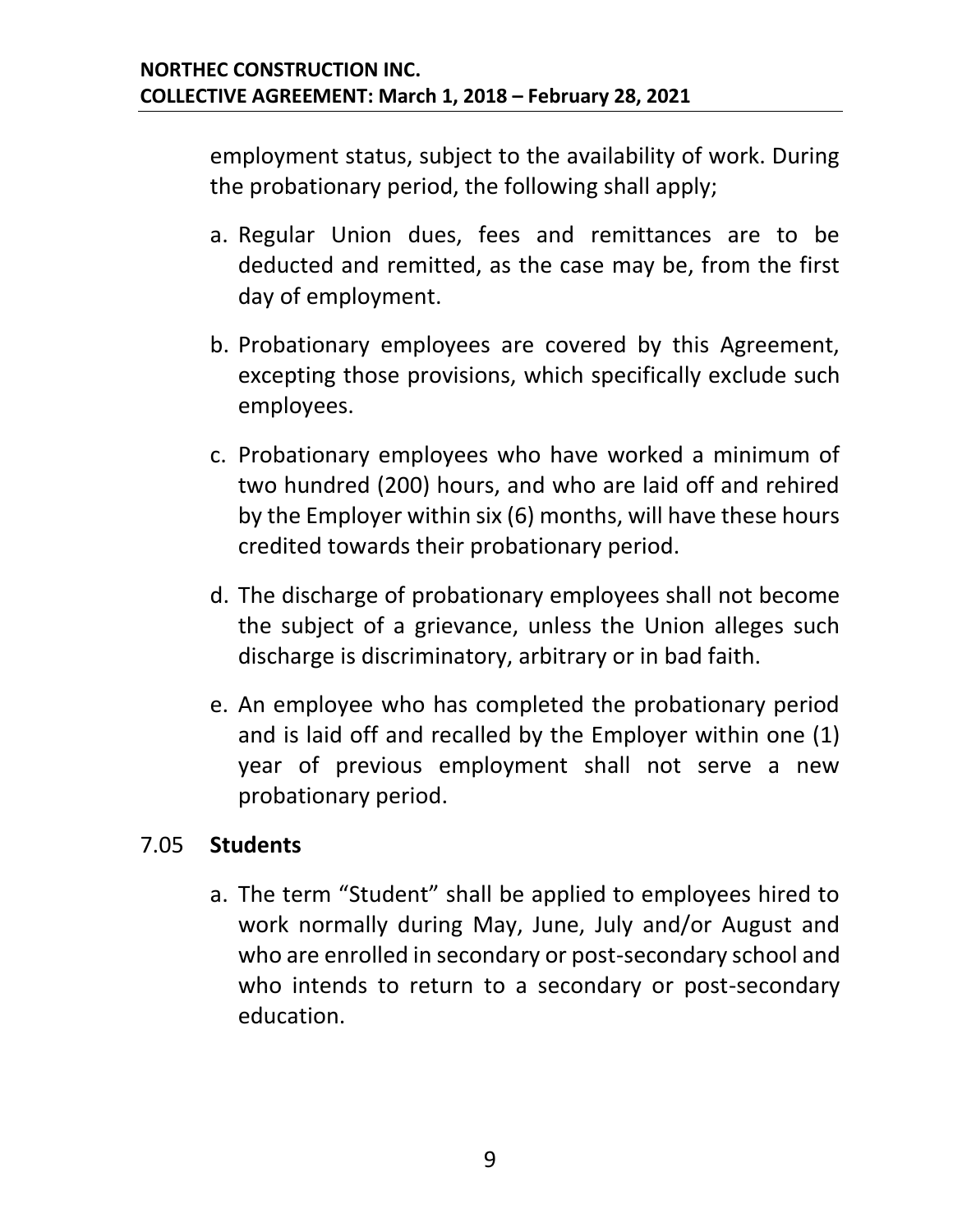employment status, subject to the availability of work. During the probationary period, the following shall apply;

a. Regular Union dues, fees and remittances are to be deducted and remitted, as the case may be, from the first day of employment.

b. Probationary employees are covered by this Agreement, excepting those provisions, which specifically exclude such employees.

c. Probationary employees who have worked a minimum of two hundred (200) hours, and who are laid off and rehired by the Employer within six (6) months, will have these hours credited towards their probationary period.

d. The discharge of probationary employees shall not become the subject of a grievance, unless the Union alleges such discharge is discriminatory, arbitrary or in bad faith.

e. An employee who has completed the probationary period and is laid off and recalled by the Employer within one (1) year of previous employment shall not serve a new probationary period.

7.05 **Students**

a. The term "Student" shall be applied to employees hired to work normally during May, June, July and/or August and who are enrolled in secondary or post-secondary school and who intends to return to a secondary or post-secondary education.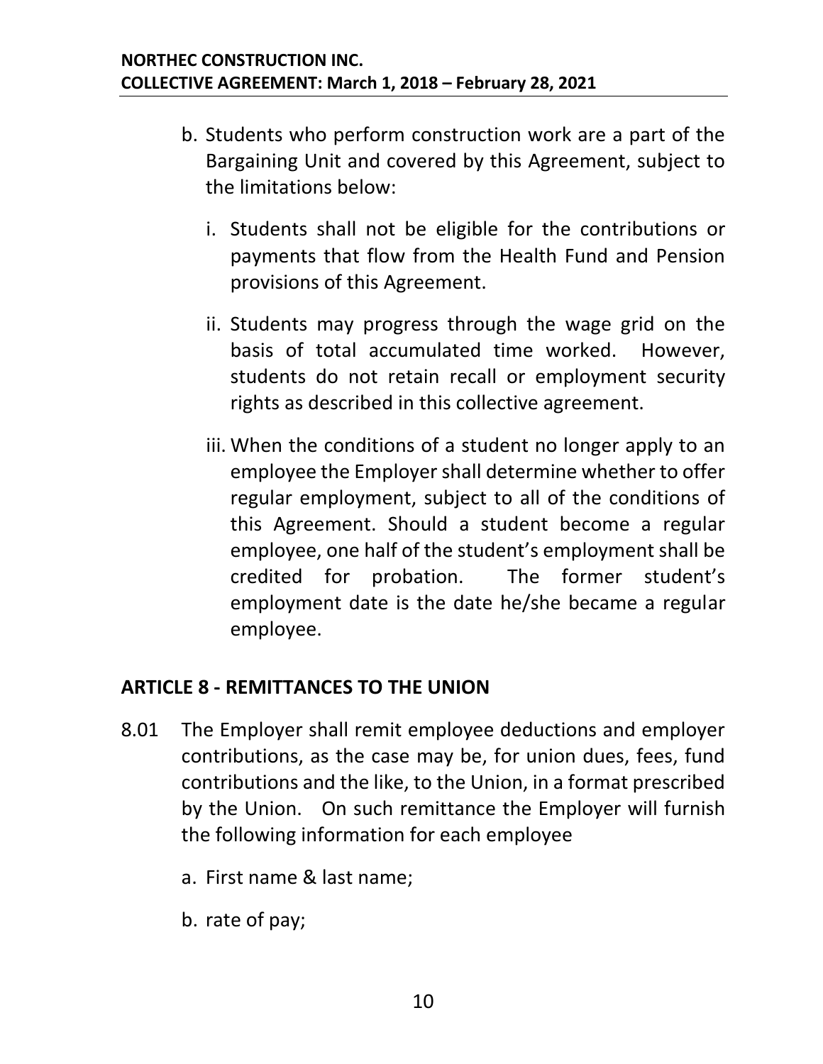b. Students who perform construction work are a part of the Bargaining Unit and covered by this Agreement, subject to the limitations below:

    i. Students shall not be eligible for the contributions or payments that flow from the Health Fund and Pension provisions of this Agreement.

    ii. Students may progress through the wage grid on the basis of total accumulated time worked. However, students do not retain recall or employment security rights as described in this collective agreement.

    iii. When the conditions of a student no longer apply to an employee the Employer shall determine whether to offer regular employment, subject to all of the conditions of this Agreement. Should a student become a regular employee, one half of the student's employment shall be credited for probation. The former student's employment date is the date he/she became a regular employee.

## ARTICLE 8 - REMITTANCES TO THE UNION

8.01 The Employer shall remit employee deductions and employer contributions, as the case may be, for union dues, fees, fund contributions and the like, to the Union, in a format prescribed by the Union. On such remittance the Employer will furnish the following information for each employee

a. First name & last name;

b. rate of pay;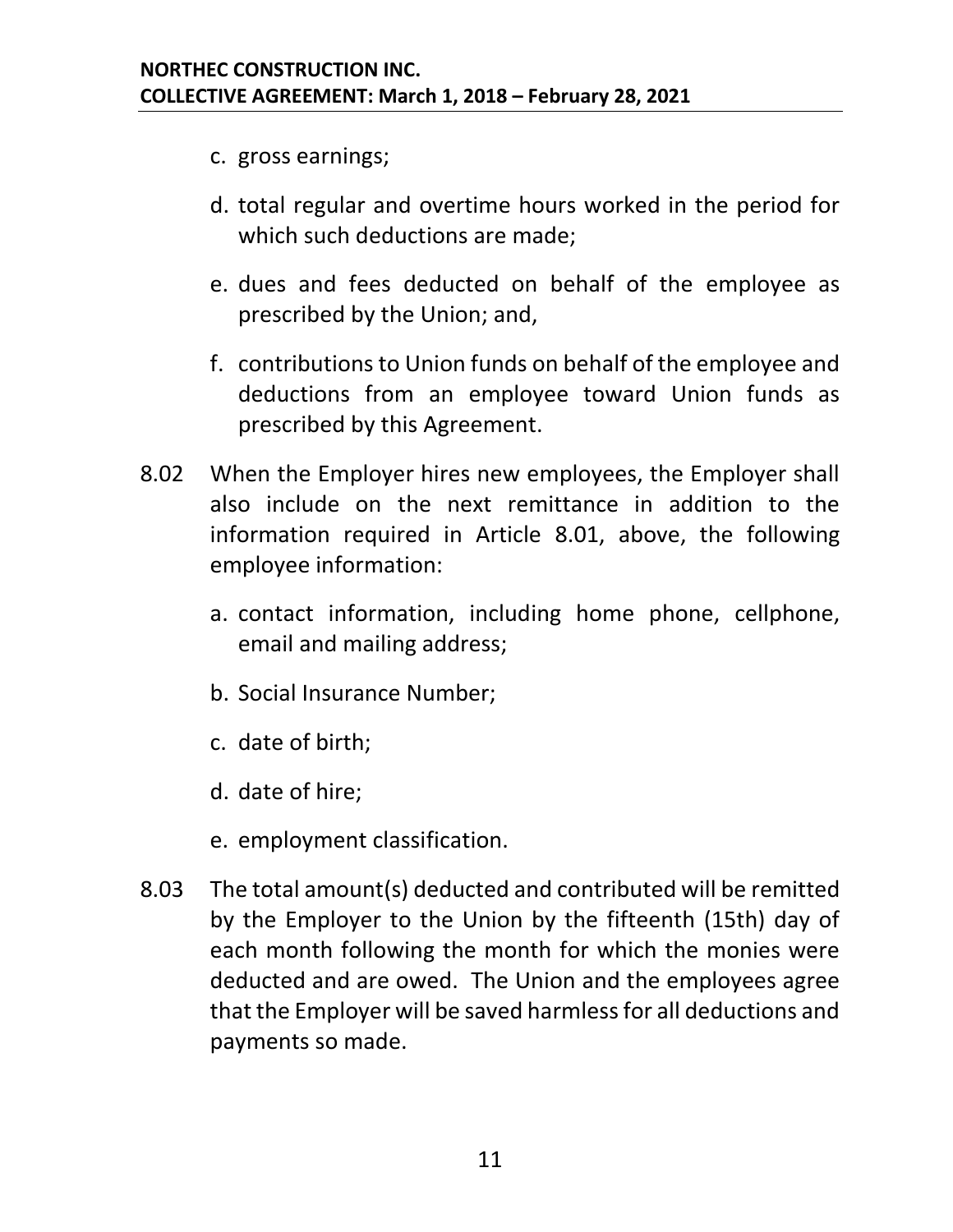c. gross earnings;

d. total regular and overtime hours worked in the period for which such deductions are made;

e. dues and fees deducted on behalf of the employee as prescribed by the Union; and,

f. contributions to Union funds on behalf of the employee and deductions from an employee toward Union funds as prescribed by this Agreement.

8.02 When the Employer hires new employees, the Employer shall also include on the next remittance in addition to the information required in Article 8.01, above, the following employee information:

a. contact information, including home phone, cellphone, email and mailing address;

b. Social Insurance Number;

c. date of birth;

d. date of hire;

e. employment classification.

8.03 The total amount(s) deducted and contributed will be remitted by the Employer to the Union by the fifteenth (15th) day of each month following the month for which the monies were deducted and are owed. The Union and the employees agree that the Employer will be saved harmless for all deductions and payments so made.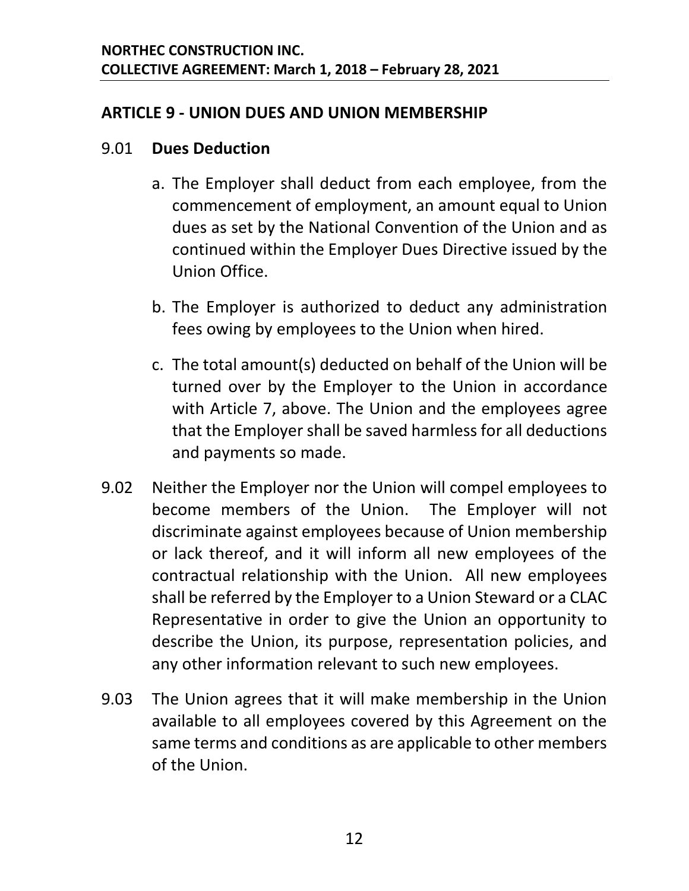## ARTICLE 9 - UNION DUES AND UNION MEMBERSHIP

### 9.01 **Dues Deduction**

a. The Employer shall deduct from each employee, from the commencement of employment, an amount equal to Union dues as set by the National Convention of the Union and as continued within the Employer Dues Directive issued by the Union Office.

b. The Employer is authorized to deduct any administration fees owing by employees to the Union when hired.

c. The total amount(s) deducted on behalf of the Union will be turned over by the Employer to the Union in accordance with Article 7, above. The Union and the employees agree that the Employer shall be saved harmless for all deductions and payments so made.

9.02 Neither the Employer nor the Union will compel employees to become members of the Union. The Employer will not discriminate against employees because of Union membership or lack thereof, and it will inform all new employees of the contractual relationship with the Union. All new employees shall be referred by the Employer to a Union Steward or a CLAC Representative in order to give the Union an opportunity to describe the Union, its purpose, representation policies, and any other information relevant to such new employees.

9.03 The Union agrees that it will make membership in the Union available to all employees covered by this Agreement on the same terms and conditions as are applicable to other members of the Union.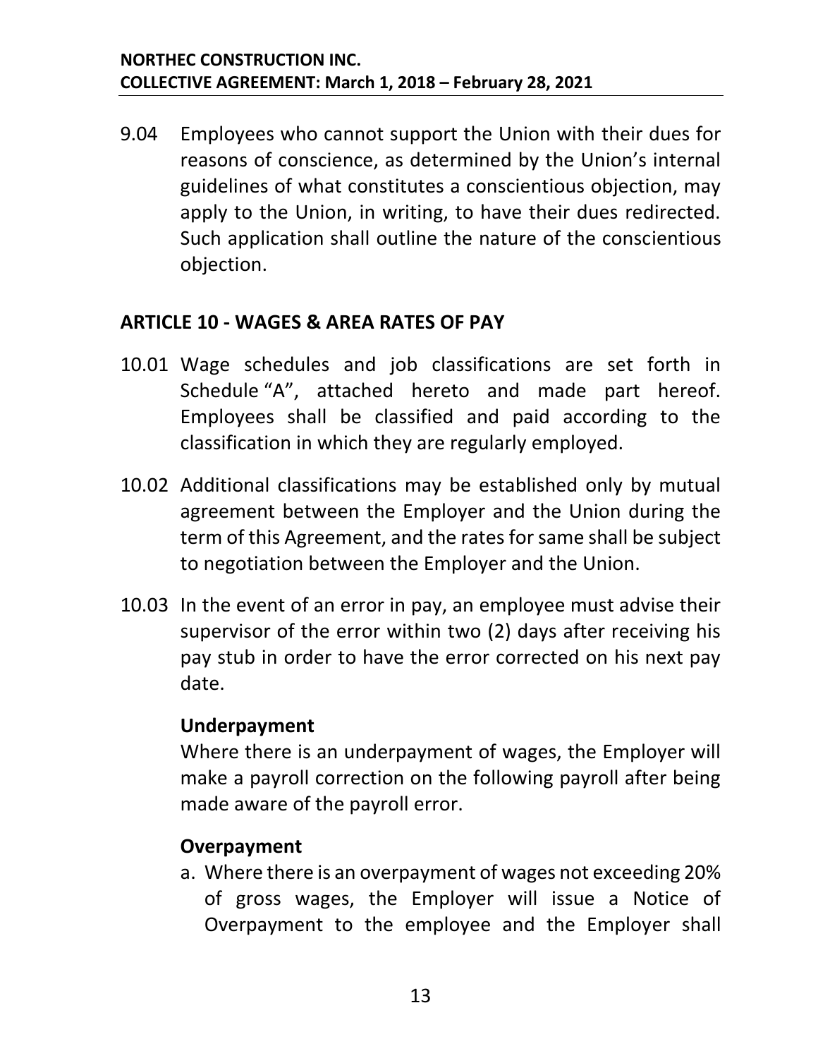9.04 Employees who cannot support the Union with their dues for reasons of conscience, as determined by the Union's internal guidelines of what constitutes a conscientious objection, may apply to the Union, in writing, to have their dues redirected. Such application shall outline the nature of the conscientious objection.

## ARTICLE 10 - WAGES & AREA RATES OF PAY

10.01 Wage schedules and job classifications are set forth in Schedule "A", attached hereto and made part hereof. Employees shall be classified and paid according to the classification in which they are regularly employed.

10.02 Additional classifications may be established only by mutual agreement between the Employer and the Union during the term of this Agreement, and the rates for same shall be subject to negotiation between the Employer and the Union.

10.03 In the event of an error in pay, an employee must advise their supervisor of the error within two (2) days after receiving his pay stub in order to have the error corrected on his next pay date.

**Underpayment**

Where there is an underpayment of wages, the Employer will make a payroll correction on the following payroll after being made aware of the payroll error.

**Overpayment**

a. Where there is an overpayment of wages not exceeding 20% of gross wages, the Employer will issue a Notice of Overpayment to the employee and the Employer shall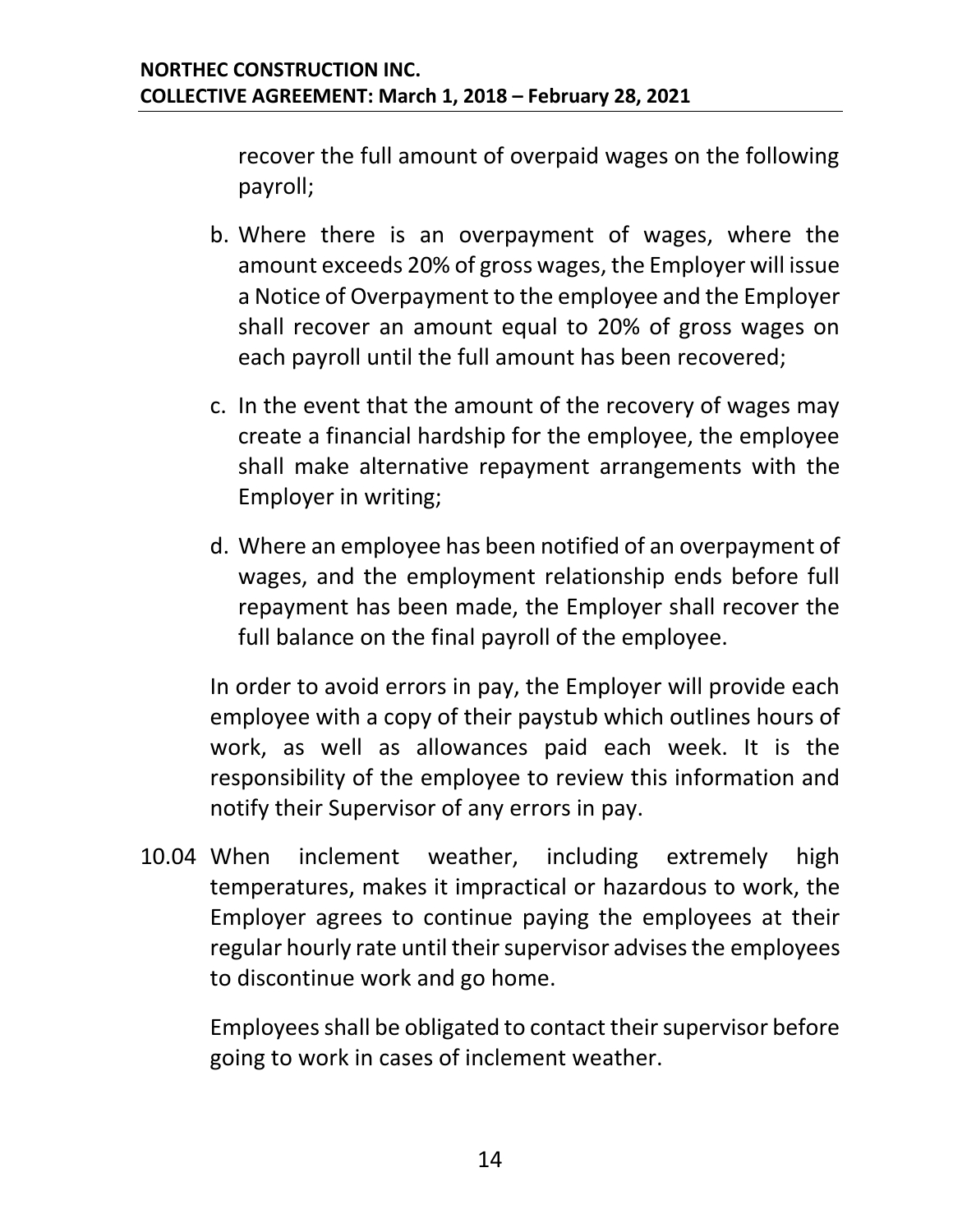recover the full amount of overpaid wages on the following payroll;

b. Where there is an overpayment of wages, where the amount exceeds 20% of gross wages, the Employer will issue a Notice of Overpayment to the employee and the Employer shall recover an amount equal to 20% of gross wages on each payroll until the full amount has been recovered;

c. In the event that the amount of the recovery of wages may create a financial hardship for the employee, the employee shall make alternative repayment arrangements with the Employer in writing;

d. Where an employee has been notified of an overpayment of wages, and the employment relationship ends before full repayment has been made, the Employer shall recover the full balance on the final payroll of the employee.

In order to avoid errors in pay, the Employer will provide each employee with a copy of their paystub which outlines hours of work, as well as allowances paid each week. It is the responsibility of the employee to review this information and notify their Supervisor of any errors in pay.

10.04 When inclement weather, including extremely high temperatures, makes it impractical or hazardous to work, the Employer agrees to continue paying the employees at their regular hourly rate until their supervisor advises the employees to discontinue work and go home.

Employees shall be obligated to contact their supervisor before going to work in cases of inclement weather.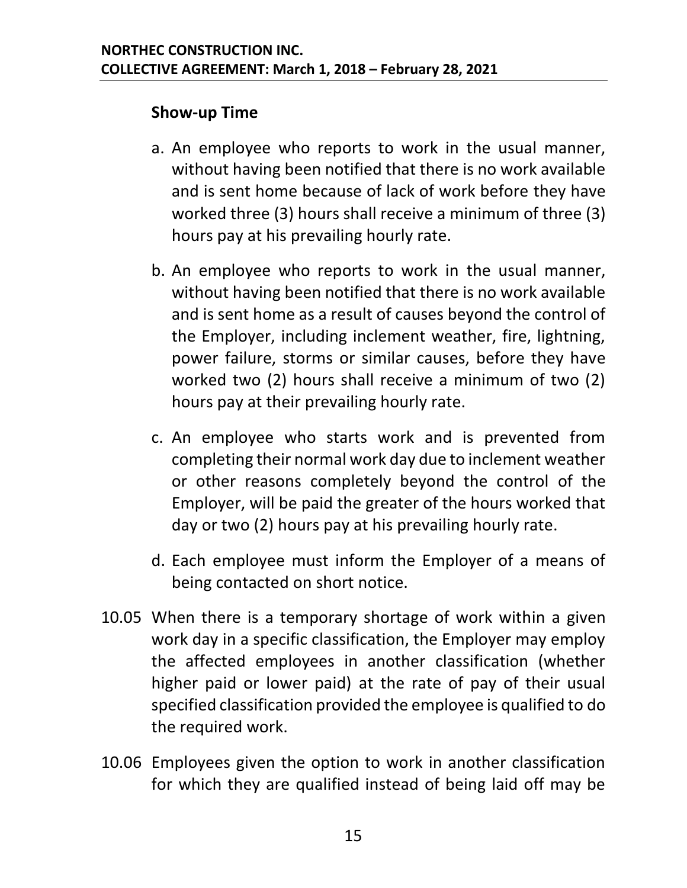### Show-up Time

a. An employee who reports to work in the usual manner, without having been notified that there is no work available and is sent home because of lack of work before they have worked three (3) hours shall receive a minimum of three (3) hours pay at his prevailing hourly rate.

b. An employee who reports to work in the usual manner, without having been notified that there is no work available and is sent home as a result of causes beyond the control of the Employer, including inclement weather, fire, lightning, power failure, storms or similar causes, before they have worked two (2) hours shall receive a minimum of two (2) hours pay at their prevailing hourly rate.

c. An employee who starts work and is prevented from completing their normal work day due to inclement weather or other reasons completely beyond the control of the Employer, will be paid the greater of the hours worked that day or two (2) hours pay at his prevailing hourly rate.

d. Each employee must inform the Employer of a means of being contacted on short notice.

10.05 When there is a temporary shortage of work within a given work day in a specific classification, the Employer may employ the affected employees in another classification (whether higher paid or lower paid) at the rate of pay of their usual specified classification provided the employee is qualified to do the required work.

10.06 Employees given the option to work in another classification for which they are qualified instead of being laid off may be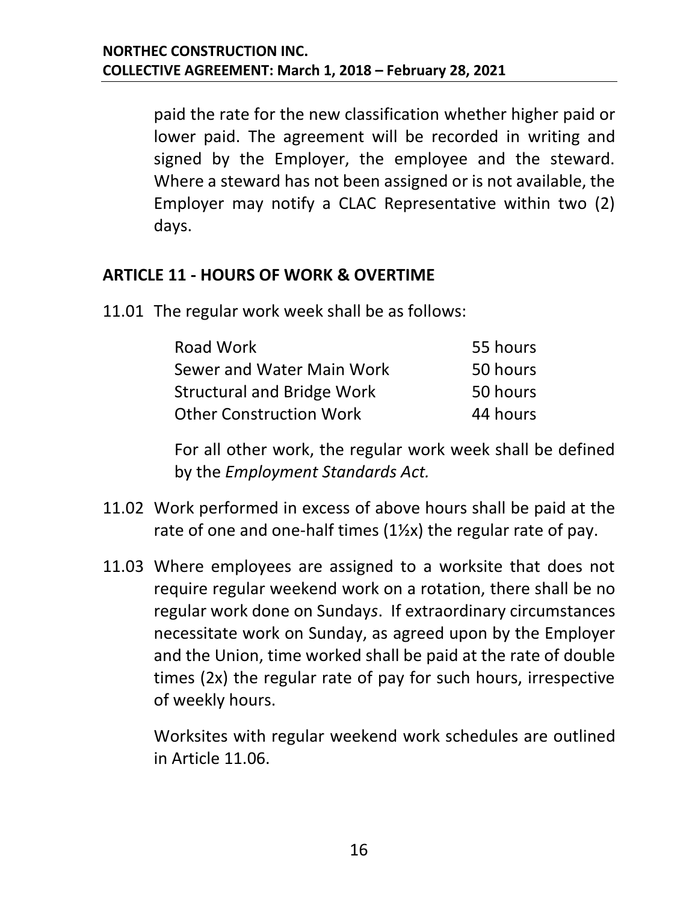paid the rate for the new classification whether higher paid or lower paid. The agreement will be recorded in writing and signed by the Employer, the employee and the steward. Where a steward has not been assigned or is not available, the Employer may notify a CLAC Representative within two (2) days.

## ARTICLE 11 - HOURS OF WORK & OVERTIME

11.01 The regular work week shall be as follows:

| | |
|---|---|
| Road Work | 55 hours |
| Sewer and Water Main Work | 50 hours |
| Structural and Bridge Work | 50 hours |
| Other Construction Work | 44 hours |

For all other work, the regular work week shall be defined by the *Employment Standards Act.*

11.02 Work performed in excess of above hours shall be paid at the rate of one and one-half times (1½x) the regular rate of pay.

11.03 Where employees are assigned to a worksite that does not require regular weekend work on a rotation, there shall be no regular work done on Sundays. If extraordinary circumstances necessitate work on Sunday, as agreed upon by the Employer and the Union, time worked shall be paid at the rate of double times (2x) the regular rate of pay for such hours, irrespective of weekly hours.

Worksites with regular weekend work schedules are outlined in Article 11.06.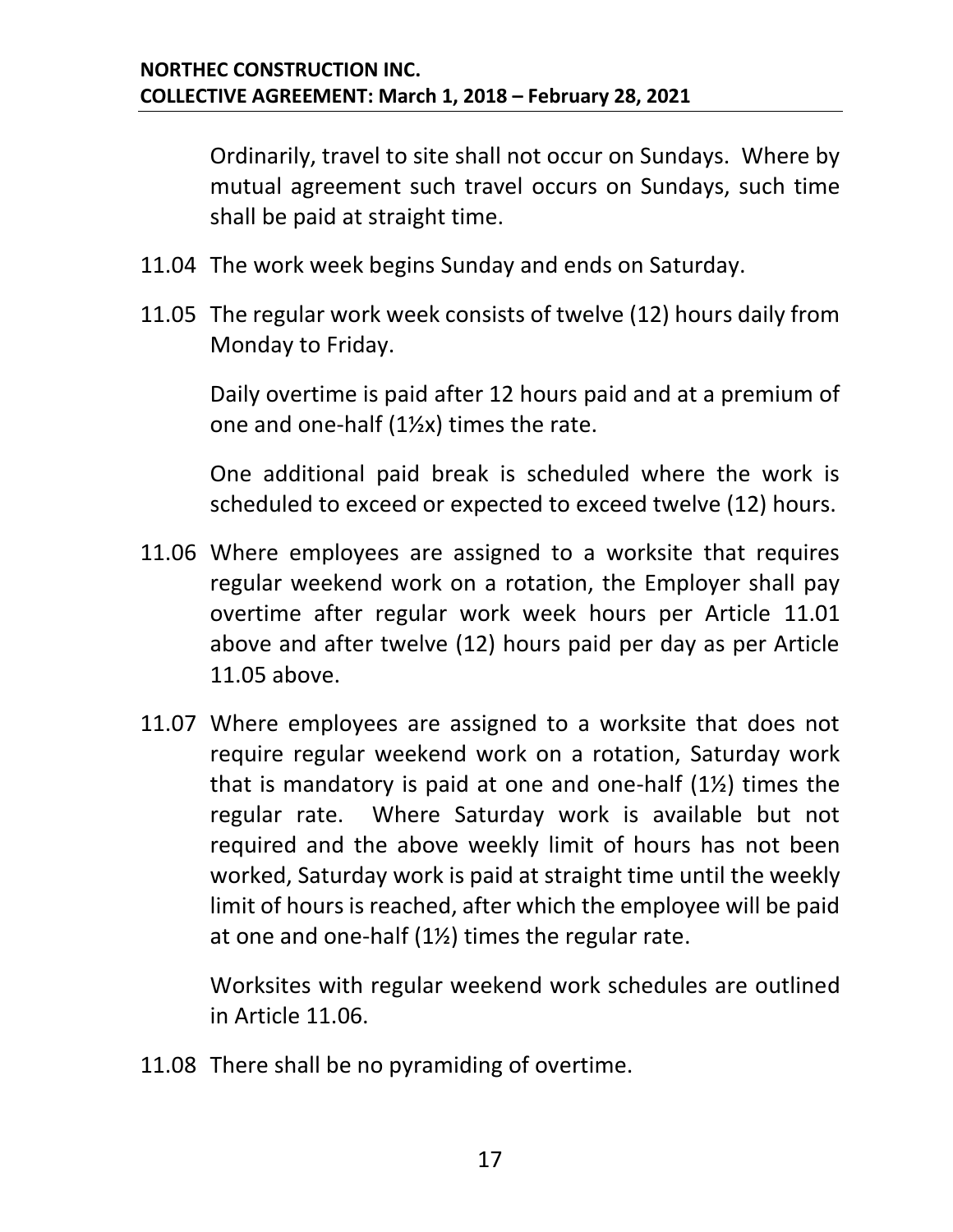Ordinarily, travel to site shall not occur on Sundays. Where by mutual agreement such travel occurs on Sundays, such time shall be paid at straight time.

11.04 The work week begins Sunday and ends on Saturday.

11.05 The regular work week consists of twelve (12) hours daily from Monday to Friday.

Daily overtime is paid after 12 hours paid and at a premium of one and one-half (1½x) times the rate.

One additional paid break is scheduled where the work is scheduled to exceed or expected to exceed twelve (12) hours.

11.06 Where employees are assigned to a worksite that requires regular weekend work on a rotation, the Employer shall pay overtime after regular work week hours per Article 11.01 above and after twelve (12) hours paid per day as per Article 11.05 above.

11.07 Where employees are assigned to a worksite that does not require regular weekend work on a rotation, Saturday work that is mandatory is paid at one and one-half (1½) times the regular rate. Where Saturday work is available but not required and the above weekly limit of hours has not been worked, Saturday work is paid at straight time until the weekly limit of hours is reached, after which the employee will be paid at one and one-half (1½) times the regular rate.

Worksites with regular weekend work schedules are outlined in Article 11.06.

11.08 There shall be no pyramiding of overtime.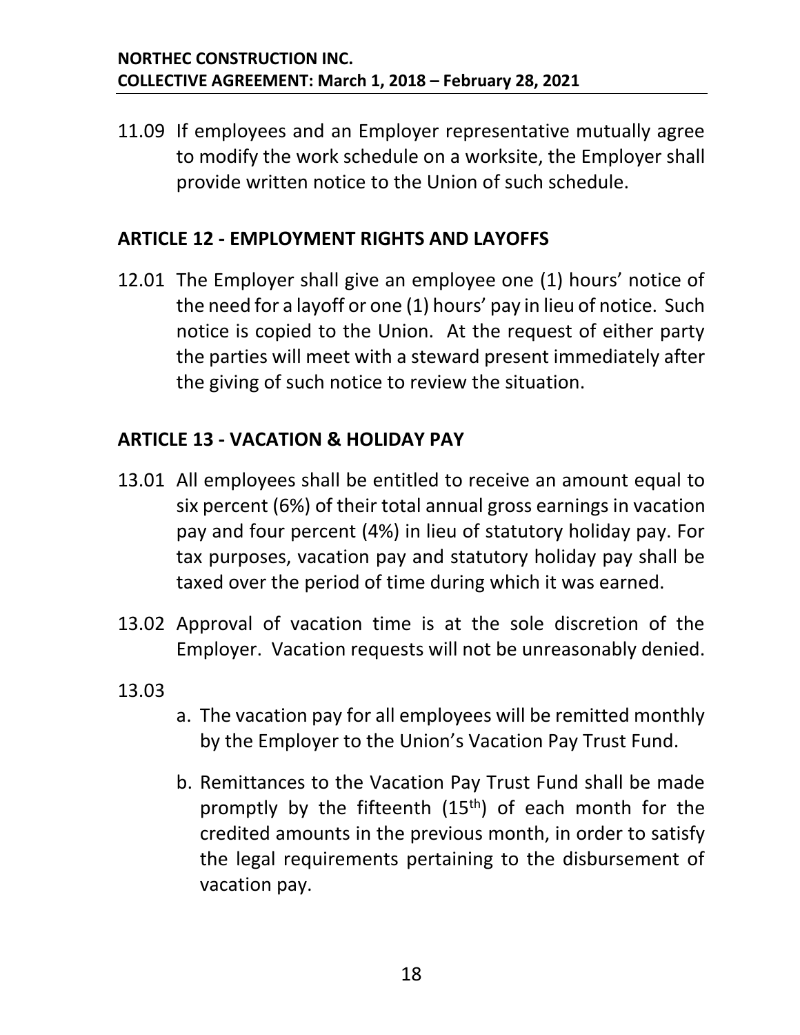11.09 If employees and an Employer representative mutually agree to modify the work schedule on a worksite, the Employer shall provide written notice to the Union of such schedule.

## ARTICLE 12 - EMPLOYMENT RIGHTS AND LAYOFFS

12.01 The Employer shall give an employee one (1) hours' notice of the need for a layoff or one (1) hours' pay in lieu of notice. Such notice is copied to the Union. At the request of either party the parties will meet with a steward present immediately after the giving of such notice to review the situation.

## ARTICLE 13 - VACATION & HOLIDAY PAY

13.01 All employees shall be entitled to receive an amount equal to six percent (6%) of their total annual gross earnings in vacation pay and four percent (4%) in lieu of statutory holiday pay. For tax purposes, vacation pay and statutory holiday pay shall be taxed over the period of time during which it was earned.

13.02 Approval of vacation time is at the sole discretion of the Employer. Vacation requests will not be unreasonably denied.

13.03

a. The vacation pay for all employees will be remitted monthly by the Employer to the Union's Vacation Pay Trust Fund.

b. Remittances to the Vacation Pay Trust Fund shall be made promptly by the fifteenth (15th) of each month for the credited amounts in the previous month, in order to satisfy the legal requirements pertaining to the disbursement of vacation pay.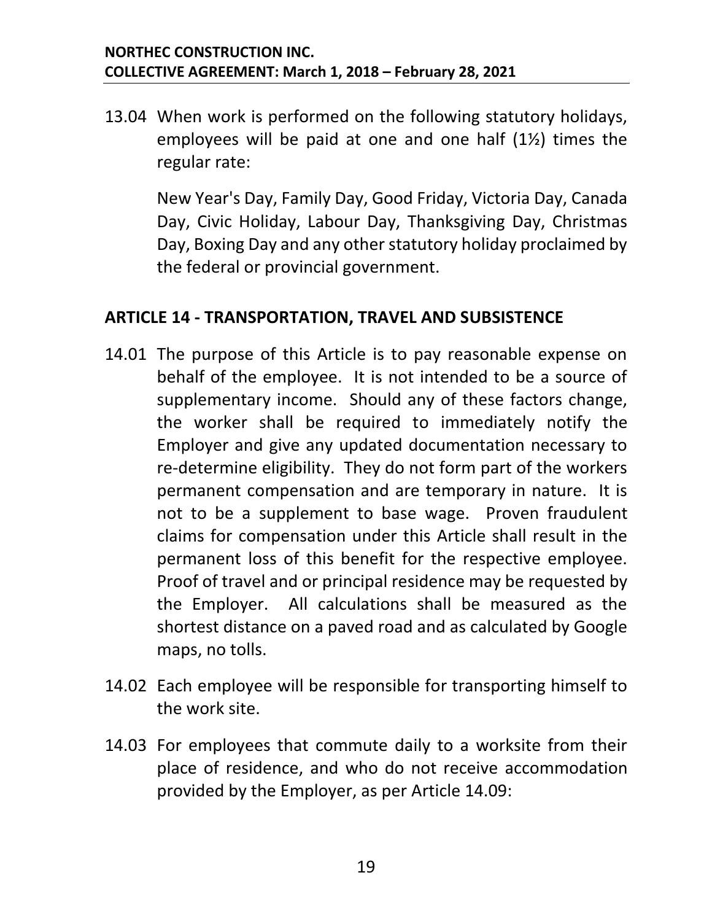13.04 When work is performed on the following statutory holidays, employees will be paid at one and one half (1½) times the regular rate:

New Year's Day, Family Day, Good Friday, Victoria Day, Canada Day, Civic Holiday, Labour Day, Thanksgiving Day, Christmas Day, Boxing Day and any other statutory holiday proclaimed by the federal or provincial government.

## ARTICLE 14 - TRANSPORTATION, TRAVEL AND SUBSISTENCE

14.01 The purpose of this Article is to pay reasonable expense on behalf of the employee. It is not intended to be a source of supplementary income. Should any of these factors change, the worker shall be required to immediately notify the Employer and give any updated documentation necessary to re-determine eligibility. They do not form part of the workers permanent compensation and are temporary in nature. It is not to be a supplement to base wage. Proven fraudulent claims for compensation under this Article shall result in the permanent loss of this benefit for the respective employee. Proof of travel and or principal residence may be requested by the Employer. All calculations shall be measured as the shortest distance on a paved road and as calculated by Google maps, no tolls.

14.02 Each employee will be responsible for transporting himself to the work site.

14.03 For employees that commute daily to a worksite from their place of residence, and who do not receive accommodation provided by the Employer, as per Article 14.09: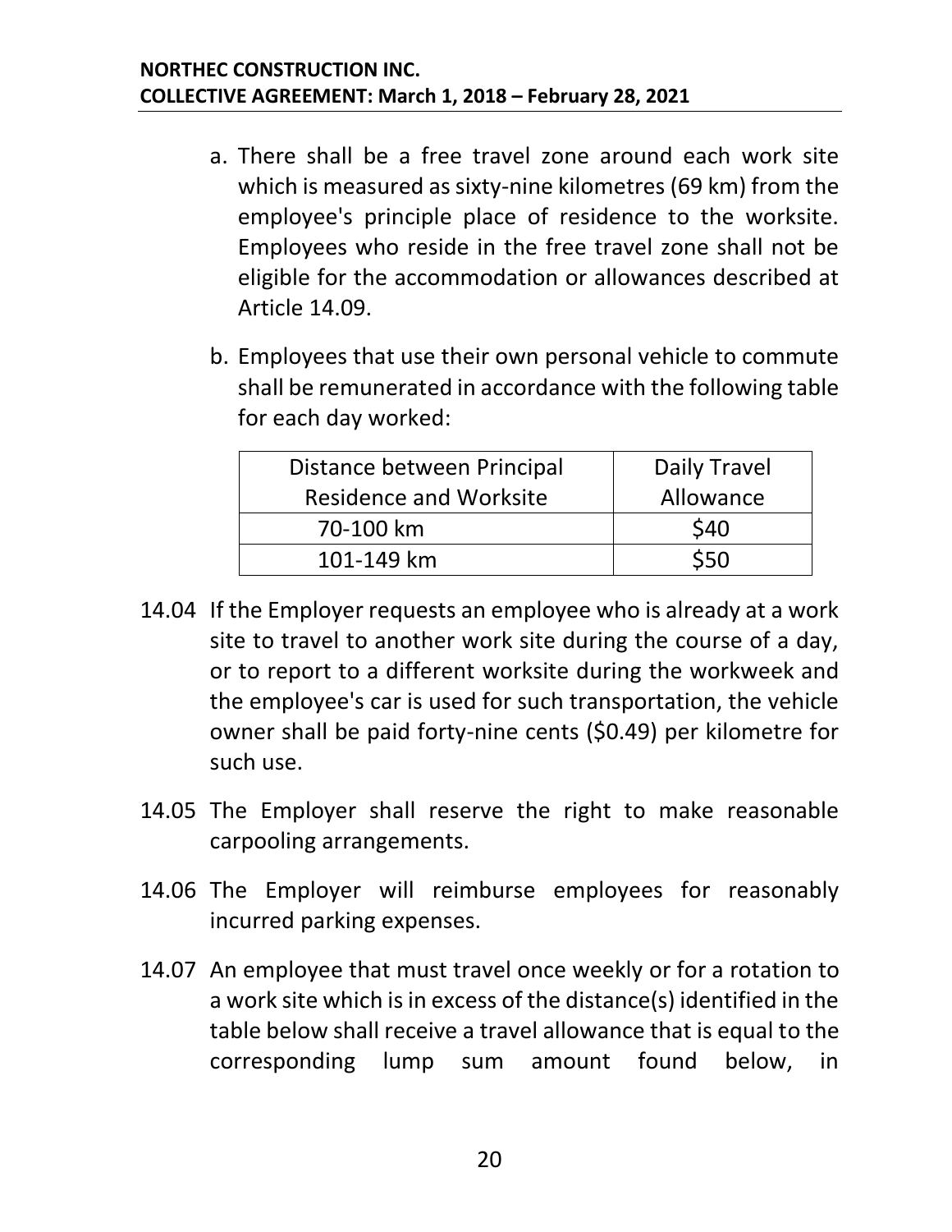a. There shall be a free travel zone around each work site which is measured as sixty-nine kilometres (69 km) from the employee's principle place of residence to the worksite. Employees who reside in the free travel zone shall not be eligible for the accommodation or allowances described at Article 14.09.

b. Employees that use their own personal vehicle to commute shall be remunerated in accordance with the following table for each day worked:

| Distance between Principal Residence and Worksite | Daily Travel Allowance |
|---|---|
| 70-100 km | $40 |
| 101-149 km | $50 |

14.04 If the Employer requests an employee who is already at a work site to travel to another work site during the course of a day, or to report to a different worksite during the workweek and the employee's car is used for such transportation, the vehicle owner shall be paid forty-nine cents ($0.49) per kilometre for such use.

14.05 The Employer shall reserve the right to make reasonable carpooling arrangements.

14.06 The Employer will reimburse employees for reasonably incurred parking expenses.

14.07 An employee that must travel once weekly or for a rotation to a work site which is in excess of the distance(s) identified in the table below shall receive a travel allowance that is equal to the corresponding lump sum amount found below, in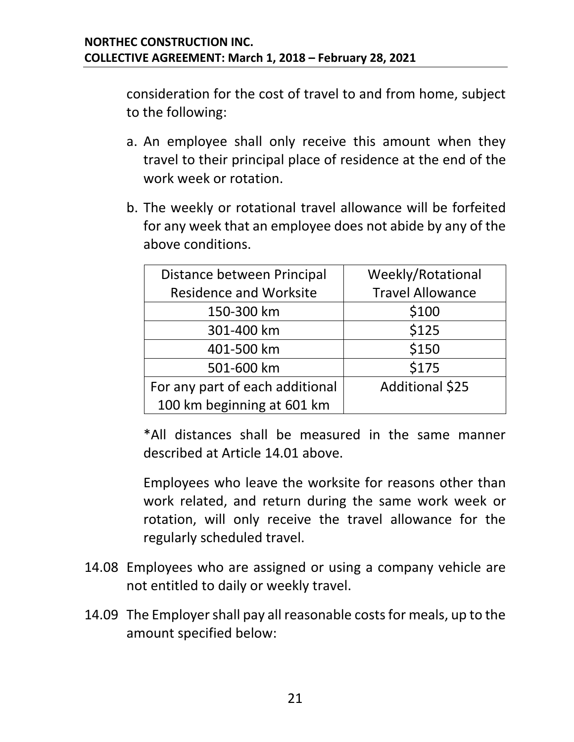consideration for the cost of travel to and from home, subject to the following:

a. An employee shall only receive this amount when they travel to their principal place of residence at the end of the work week or rotation.

b. The weekly or rotational travel allowance will be forfeited for any week that an employee does not abide by any of the above conditions.

| Distance between Principal Residence and Worksite | Weekly/Rotational Travel Allowance |
| --- | --- |
| 150-300 km | $100 |
| 301-400 km | $125 |
| 401-500 km | $150 |
| 501-600 km | $175 |
| For any part of each additional 100 km beginning at 601 km | Additional $25 |

*All distances shall be measured in the same manner described at Article 14.01 above.

Employees who leave the worksite for reasons other than work related, and return during the same work week or rotation, will only receive the travel allowance for the regularly scheduled travel.

14.08 Employees who are assigned or using a company vehicle are not entitled to daily or weekly travel.

14.09 The Employer shall pay all reasonable costs for meals, up to the amount specified below: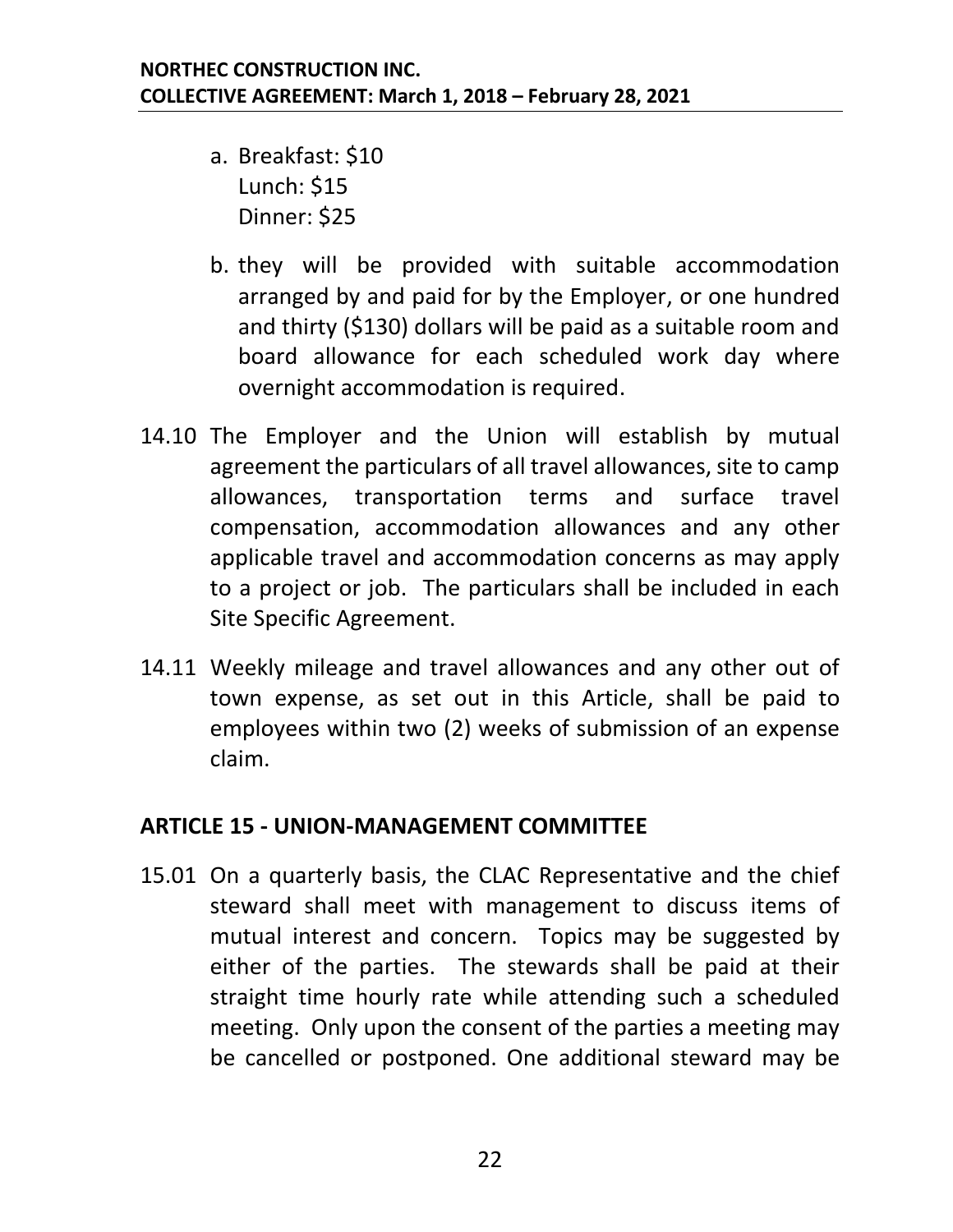a. Breakfast: $10
   Lunch: $15
   Dinner: $25

b. they will be provided with suitable accommodation arranged by and paid for by the Employer, or one hundred and thirty ($130) dollars will be paid as a suitable room and board allowance for each scheduled work day where overnight accommodation is required.

14.10 The Employer and the Union will establish by mutual agreement the particulars of all travel allowances, site to camp allowances, transportation terms and surface travel compensation, accommodation allowances and any other applicable travel and accommodation concerns as may apply to a project or job. The particulars shall be included in each Site Specific Agreement.

14.11 Weekly mileage and travel allowances and any other out of town expense, as set out in this Article, shall be paid to employees within two (2) weeks of submission of an expense claim.

## ARTICLE 15 - UNION-MANAGEMENT COMMITTEE

15.01 On a quarterly basis, the CLAC Representative and the chief steward shall meet with management to discuss items of mutual interest and concern. Topics may be suggested by either of the parties. The stewards shall be paid at their straight time hourly rate while attending such a scheduled meeting. Only upon the consent of the parties a meeting may be cancelled or postponed. One additional steward may be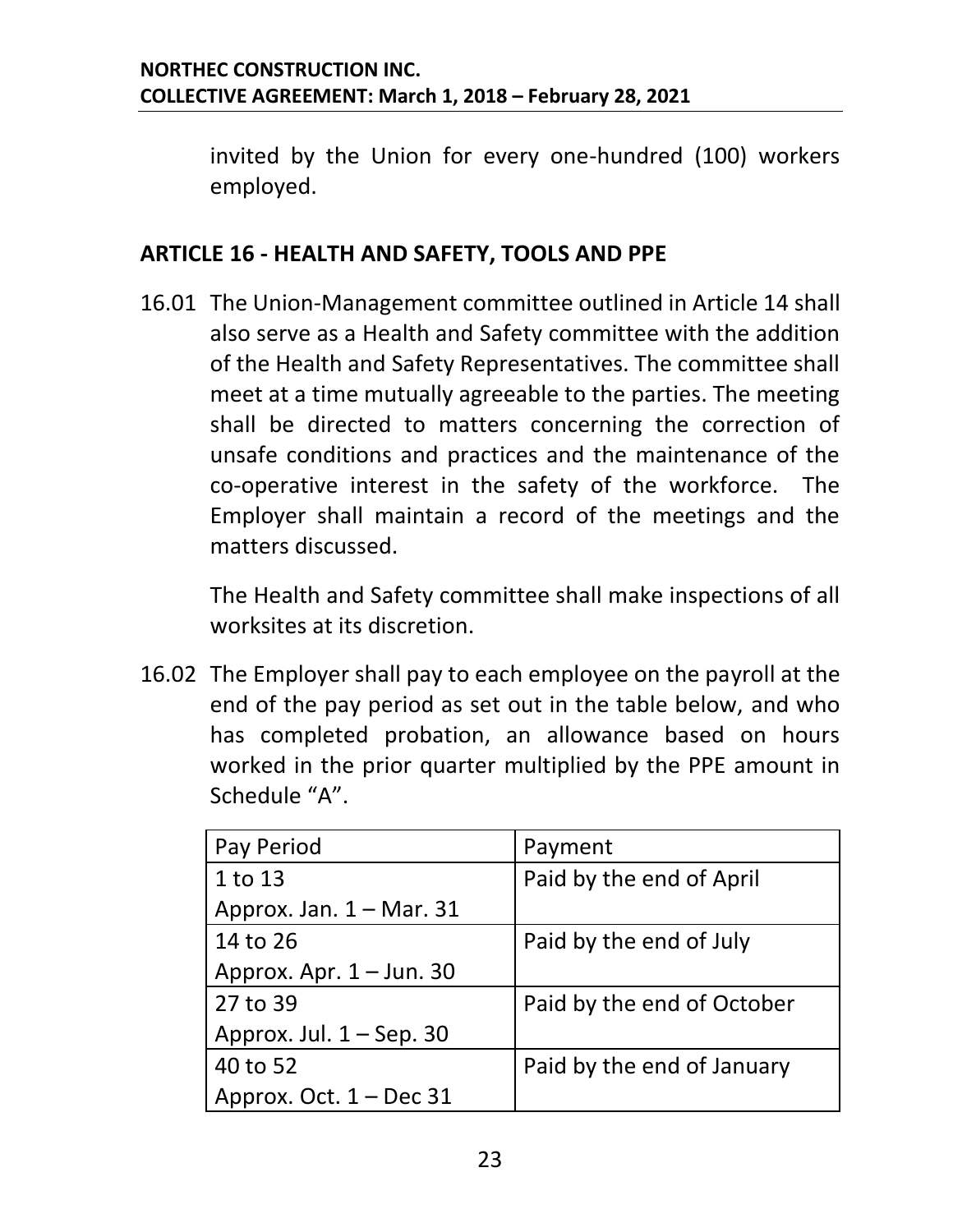invited by the Union for every one-hundred (100) workers employed.

## ARTICLE 16 - HEALTH AND SAFETY, TOOLS AND PPE

16.01 The Union-Management committee outlined in Article 14 shall also serve as a Health and Safety committee with the addition of the Health and Safety Representatives. The committee shall meet at a time mutually agreeable to the parties. The meeting shall be directed to matters concerning the correction of unsafe conditions and practices and the maintenance of the co-operative interest in the safety of the workforce. The Employer shall maintain a record of the meetings and the matters discussed.

The Health and Safety committee shall make inspections of all worksites at its discretion.

16.02 The Employer shall pay to each employee on the payroll at the end of the pay period as set out in the table below, and who has completed probation, an allowance based on hours worked in the prior quarter multiplied by the PPE amount in Schedule "A".

| Pay Period | Payment |
| --- | --- |
| 1 to 13<br>Approx. Jan. 1 – Mar. 31 | Paid by the end of April |
| 14 to 26<br>Approx. Apr. 1 – Jun. 30 | Paid by the end of July |
| 27 to 39<br>Approx. Jul. 1 – Sep. 30 | Paid by the end of October |
| 40 to 52<br>Approx. Oct. 1 – Dec 31 | Paid by the end of January |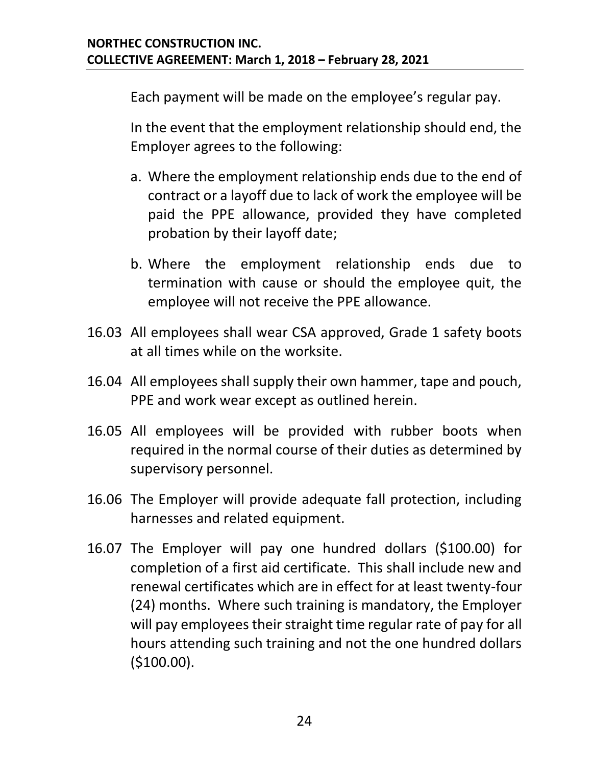Each payment will be made on the employee's regular pay.

In the event that the employment relationship should end, the Employer agrees to the following:

a. Where the employment relationship ends due to the end of contract or a layoff due to lack of work the employee will be paid the PPE allowance, provided they have completed probation by their layoff date;

b. Where the employment relationship ends due to termination with cause or should the employee quit, the employee will not receive the PPE allowance.

16.03 All employees shall wear CSA approved, Grade 1 safety boots at all times while on the worksite.

16.04 All employees shall supply their own hammer, tape and pouch, PPE and work wear except as outlined herein.

16.05 All employees will be provided with rubber boots when required in the normal course of their duties as determined by supervisory personnel.

16.06 The Employer will provide adequate fall protection, including harnesses and related equipment.

16.07 The Employer will pay one hundred dollars ($100.00) for completion of a first aid certificate. This shall include new and renewal certificates which are in effect for at least twenty-four (24) months. Where such training is mandatory, the Employer will pay employees their straight time regular rate of pay for all hours attending such training and not the one hundred dollars ($100.00).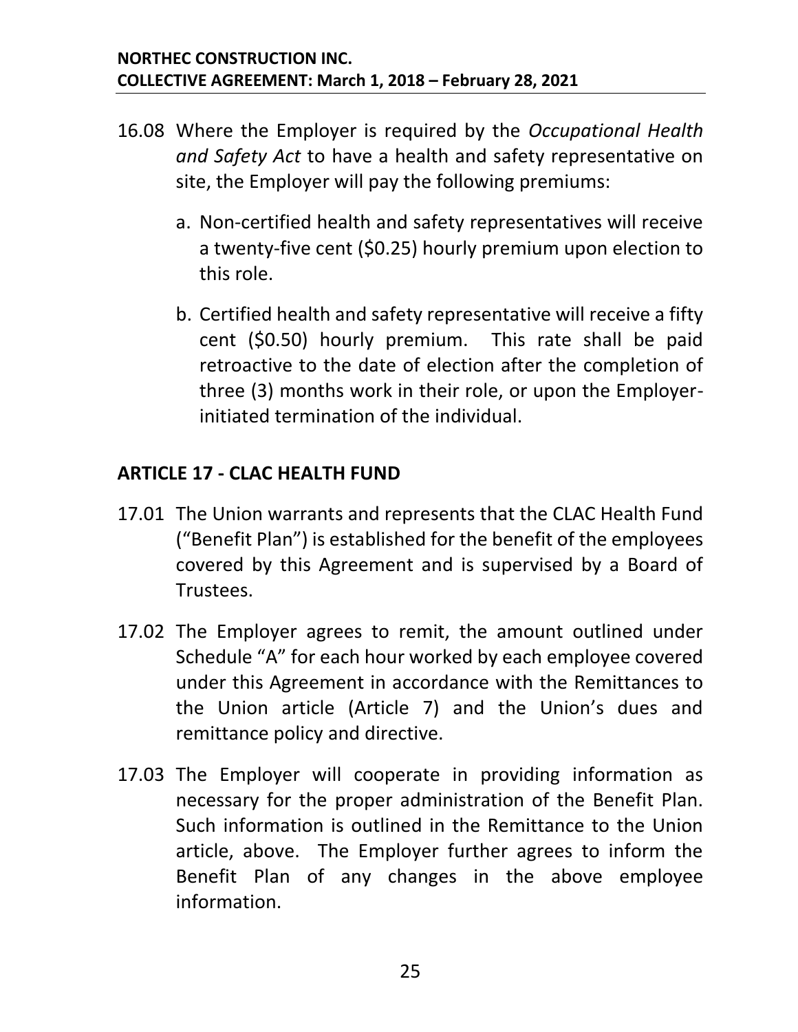16.08 Where the Employer is required by the *Occupational Health and Safety Act* to have a health and safety representative on site, the Employer will pay the following premiums:

a. Non-certified health and safety representatives will receive a twenty-five cent ($0.25) hourly premium upon election to this role.

b. Certified health and safety representative will receive a fifty cent ($0.50) hourly premium. This rate shall be paid retroactive to the date of election after the completion of three (3) months work in their role, or upon the Employer-initiated termination of the individual.

## ARTICLE 17 - CLAC HEALTH FUND

17.01 The Union warrants and represents that the CLAC Health Fund ("Benefit Plan") is established for the benefit of the employees covered by this Agreement and is supervised by a Board of Trustees.

17.02 The Employer agrees to remit, the amount outlined under Schedule "A" for each hour worked by each employee covered under this Agreement in accordance with the Remittances to the Union article (Article 7) and the Union's dues and remittance policy and directive.

17.03 The Employer will cooperate in providing information as necessary for the proper administration of the Benefit Plan. Such information is outlined in the Remittance to the Union article, above. The Employer further agrees to inform the Benefit Plan of any changes in the above employee information.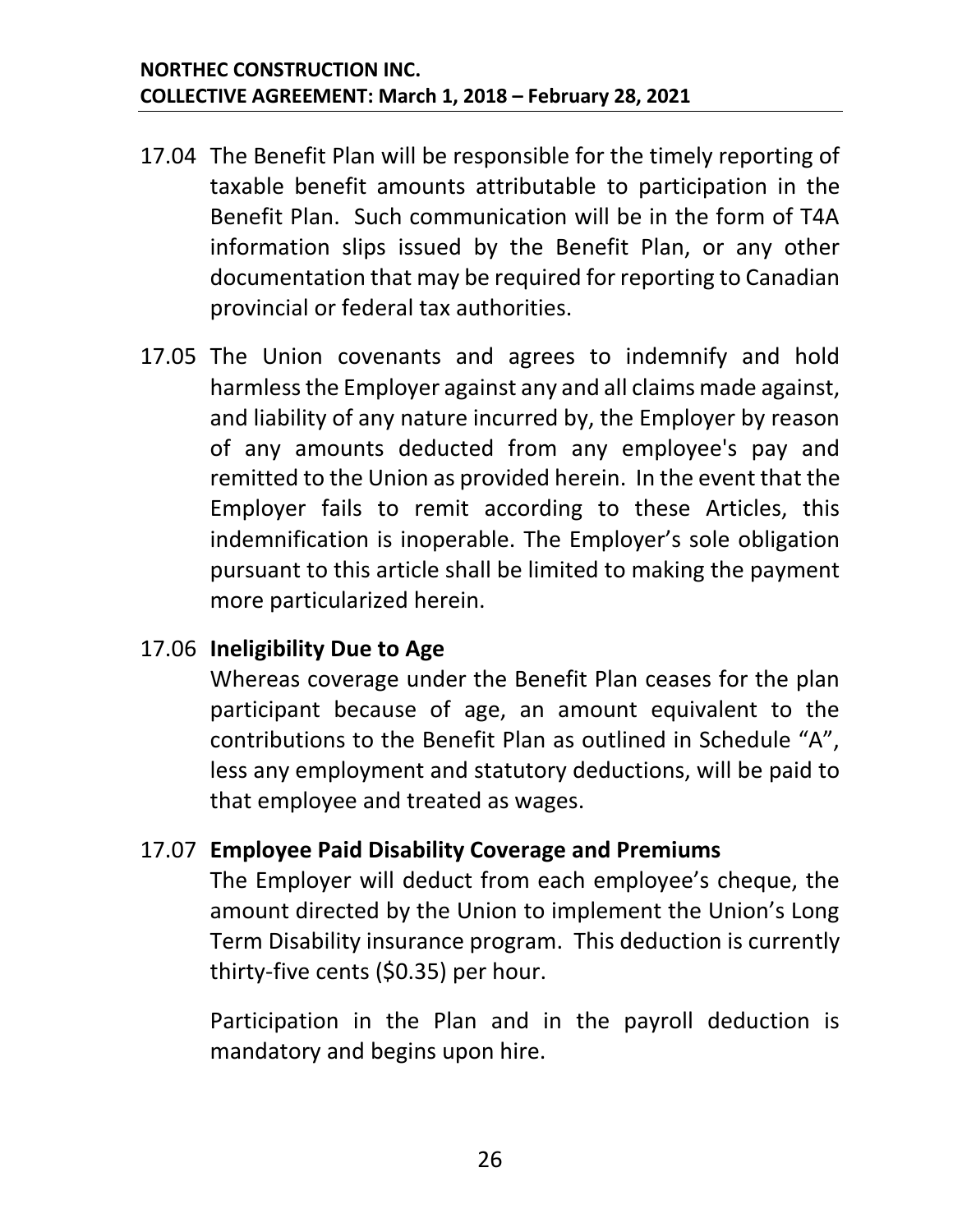17.04 The Benefit Plan will be responsible for the timely reporting of taxable benefit amounts attributable to participation in the Benefit Plan. Such communication will be in the form of T4A information slips issued by the Benefit Plan, or any other documentation that may be required for reporting to Canadian provincial or federal tax authorities.

17.05 The Union covenants and agrees to indemnify and hold harmless the Employer against any and all claims made against, and liability of any nature incurred by, the Employer by reason of any amounts deducted from any employee's pay and remitted to the Union as provided herein. In the event that the Employer fails to remit according to these Articles, this indemnification is inoperable. The Employer's sole obligation pursuant to this article shall be limited to making the payment more particularized herein.

17.06 **Ineligibility Due to Age**

Whereas coverage under the Benefit Plan ceases for the plan participant because of age, an amount equivalent to the contributions to the Benefit Plan as outlined in Schedule "A", less any employment and statutory deductions, will be paid to that employee and treated as wages.

17.07 **Employee Paid Disability Coverage and Premiums**

The Employer will deduct from each employee's cheque, the amount directed by the Union to implement the Union's Long Term Disability insurance program. This deduction is currently thirty-five cents ($0.35) per hour.

Participation in the Plan and in the payroll deduction is mandatory and begins upon hire.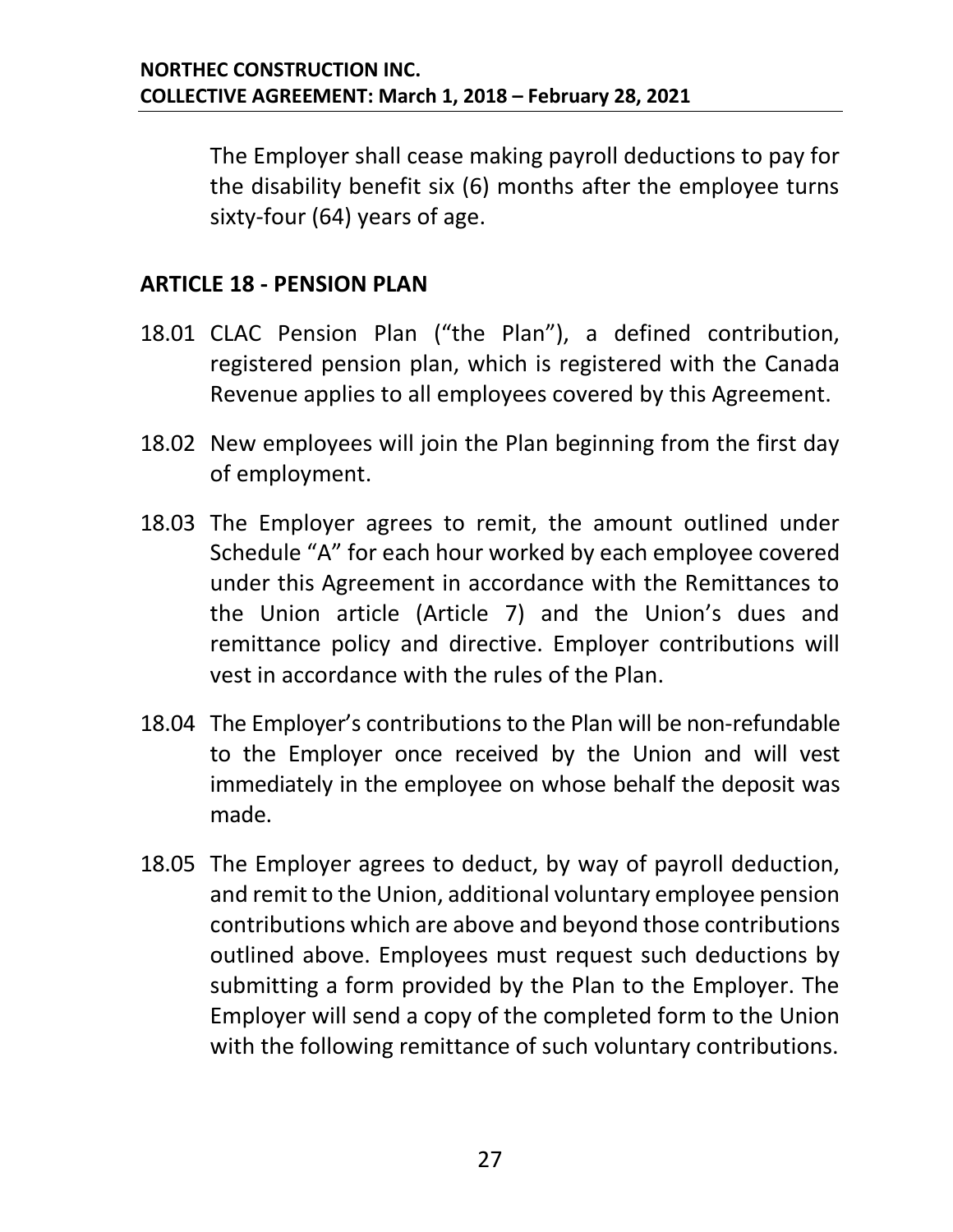The Employer shall cease making payroll deductions to pay for the disability benefit six (6) months after the employee turns sixty-four (64) years of age.

## ARTICLE 18 - PENSION PLAN

18.01 CLAC Pension Plan ("the Plan"), a defined contribution, registered pension plan, which is registered with the Canada Revenue applies to all employees covered by this Agreement.

18.02 New employees will join the Plan beginning from the first day of employment.

18.03 The Employer agrees to remit, the amount outlined under Schedule "A" for each hour worked by each employee covered under this Agreement in accordance with the Remittances to the Union article (Article 7) and the Union's dues and remittance policy and directive. Employer contributions will vest in accordance with the rules of the Plan.

18.04 The Employer's contributions to the Plan will be non-refundable to the Employer once received by the Union and will vest immediately in the employee on whose behalf the deposit was made.

18.05 The Employer agrees to deduct, by way of payroll deduction, and remit to the Union, additional voluntary employee pension contributions which are above and beyond those contributions outlined above. Employees must request such deductions by submitting a form provided by the Plan to the Employer. The Employer will send a copy of the completed form to the Union with the following remittance of such voluntary contributions.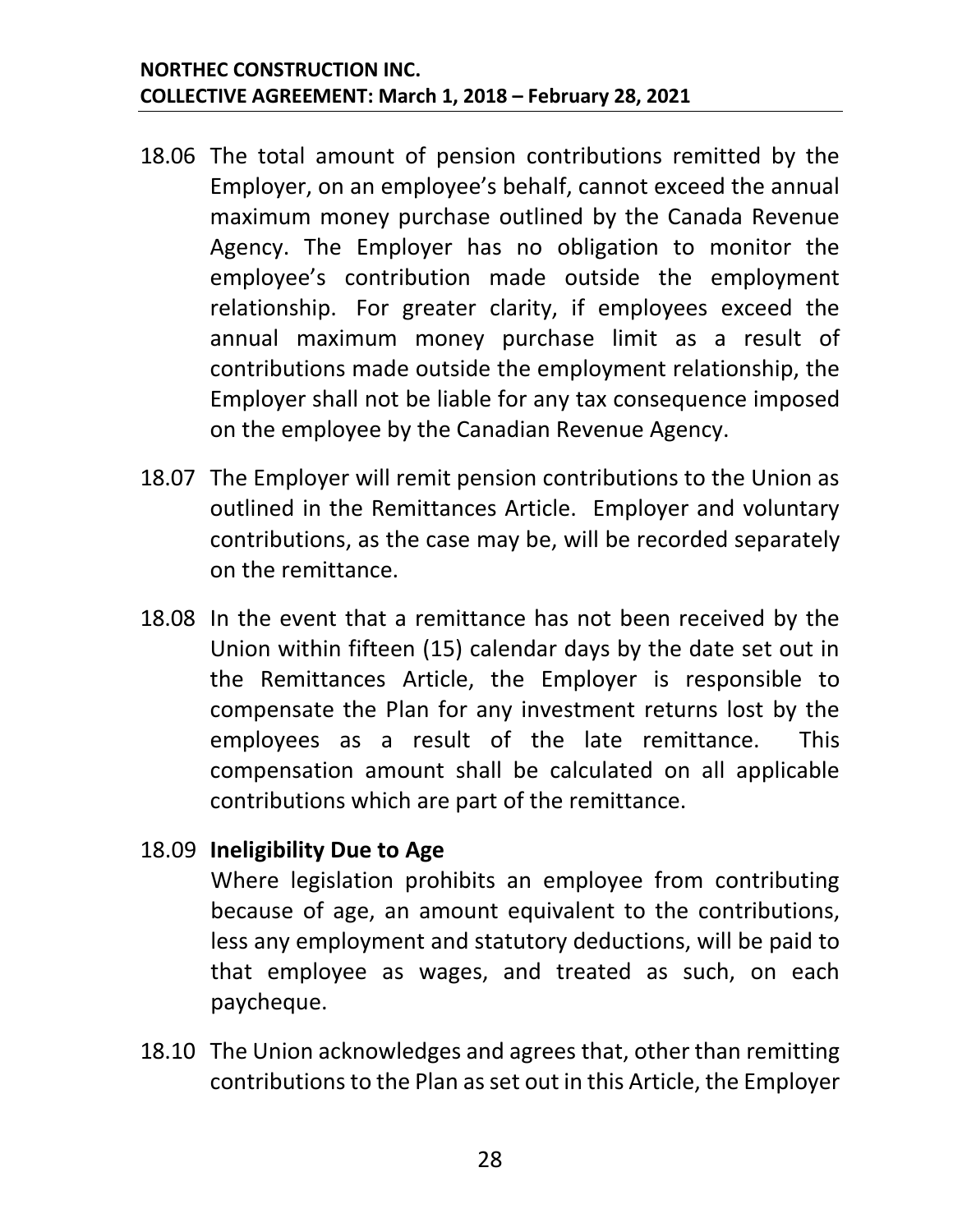18.06 The total amount of pension contributions remitted by the Employer, on an employee's behalf, cannot exceed the annual maximum money purchase outlined by the Canada Revenue Agency. The Employer has no obligation to monitor the employee's contribution made outside the employment relationship. For greater clarity, if employees exceed the annual maximum money purchase limit as a result of contributions made outside the employment relationship, the Employer shall not be liable for any tax consequence imposed on the employee by the Canadian Revenue Agency.

18.07 The Employer will remit pension contributions to the Union as outlined in the Remittances Article. Employer and voluntary contributions, as the case may be, will be recorded separately on the remittance.

18.08 In the event that a remittance has not been received by the Union within fifteen (15) calendar days by the date set out in the Remittances Article, the Employer is responsible to compensate the Plan for any investment returns lost by the employees as a result of the late remittance. This compensation amount shall be calculated on all applicable contributions which are part of the remittance.

18.09 **Ineligibility Due to Age**

Where legislation prohibits an employee from contributing because of age, an amount equivalent to the contributions, less any employment and statutory deductions, will be paid to that employee as wages, and treated as such, on each paycheque.

18.10 The Union acknowledges and agrees that, other than remitting contributions to the Plan as set out in this Article, the Employer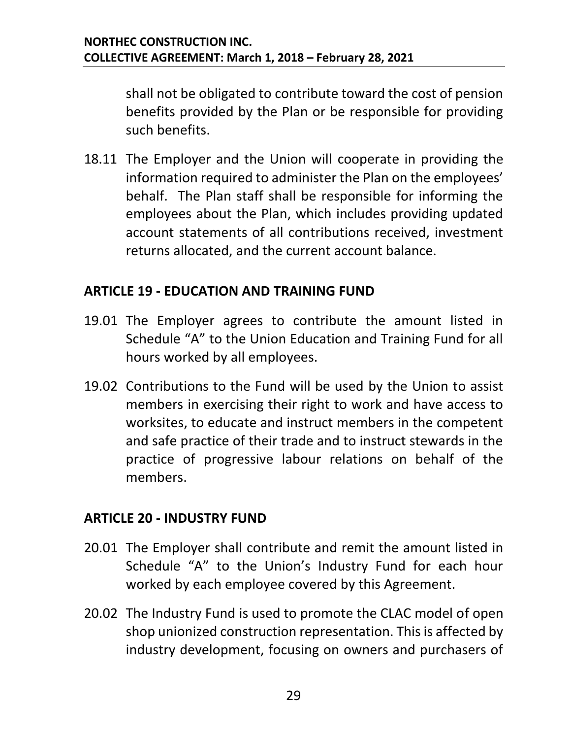shall not be obligated to contribute toward the cost of pension benefits provided by the Plan or be responsible for providing such benefits.

18.11 The Employer and the Union will cooperate in providing the information required to administer the Plan on the employees' behalf. The Plan staff shall be responsible for informing the employees about the Plan, which includes providing updated account statements of all contributions received, investment returns allocated, and the current account balance.

## ARTICLE 19 - EDUCATION AND TRAINING FUND

19.01 The Employer agrees to contribute the amount listed in Schedule "A" to the Union Education and Training Fund for all hours worked by all employees.

19.02 Contributions to the Fund will be used by the Union to assist members in exercising their right to work and have access to worksites, to educate and instruct members in the competent and safe practice of their trade and to instruct stewards in the practice of progressive labour relations on behalf of the members.

## ARTICLE 20 - INDUSTRY FUND

20.01 The Employer shall contribute and remit the amount listed in Schedule "A" to the Union's Industry Fund for each hour worked by each employee covered by this Agreement.

20.02 The Industry Fund is used to promote the CLAC model of open shop unionized construction representation. This is affected by industry development, focusing on owners and purchasers of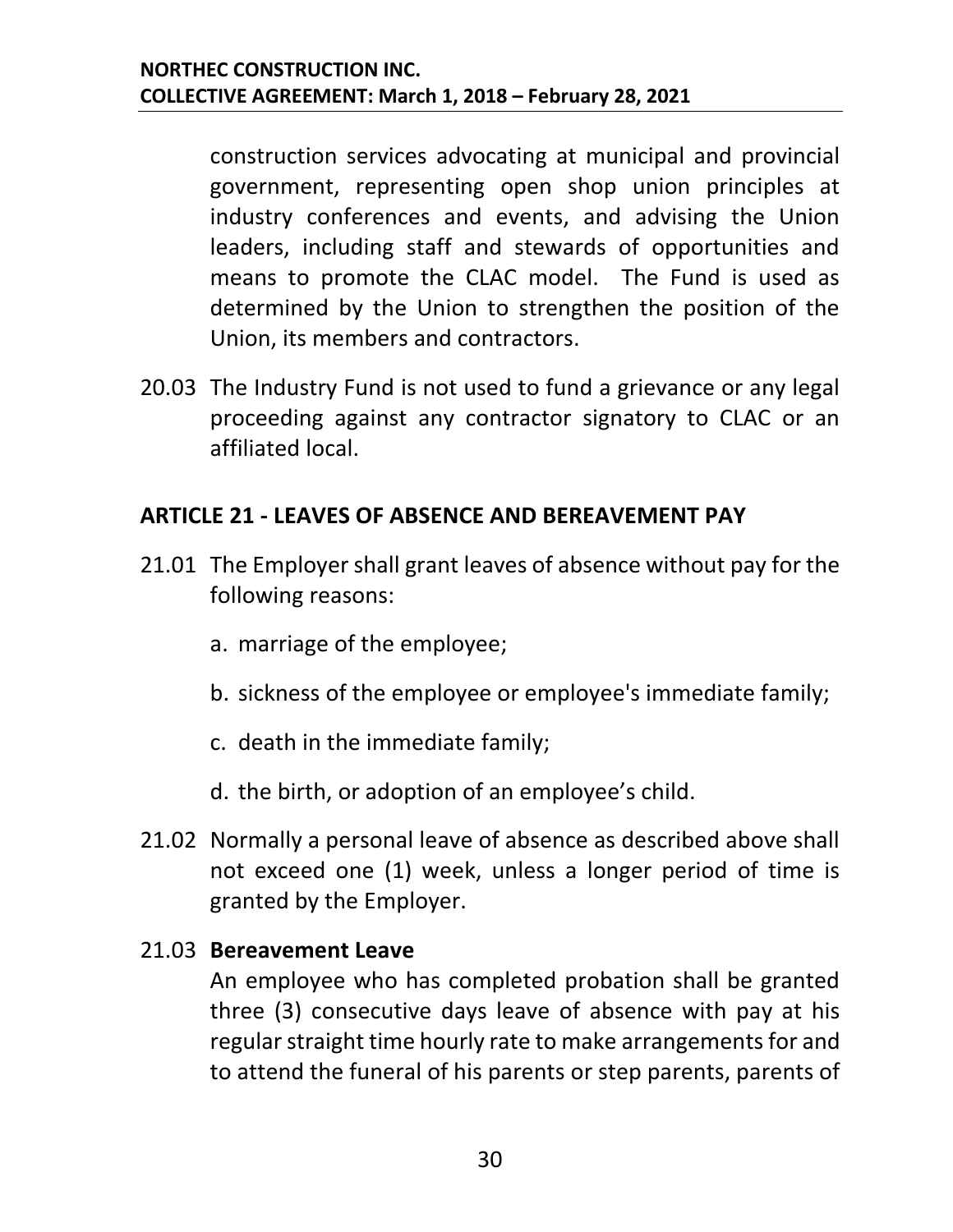construction services advocating at municipal and provincial government, representing open shop union principles at industry conferences and events, and advising the Union leaders, including staff and stewards of opportunities and means to promote the CLAC model. The Fund is used as determined by the Union to strengthen the position of the Union, its members and contractors.

20.03 The Industry Fund is not used to fund a grievance or any legal proceeding against any contractor signatory to CLAC or an affiliated local.

## ARTICLE 21 - LEAVES OF ABSENCE AND BEREAVEMENT PAY

21.01 The Employer shall grant leaves of absence without pay for the following reasons:

a. marriage of the employee;

b. sickness of the employee or employee's immediate family;

c. death in the immediate family;

d. the birth, or adoption of an employee's child.

21.02 Normally a personal leave of absence as described above shall not exceed one (1) week, unless a longer period of time is granted by the Employer.

21.03 **Bereavement Leave**
An employee who has completed probation shall be granted three (3) consecutive days leave of absence with pay at his regular straight time hourly rate to make arrangements for and to attend the funeral of his parents or step parents, parents of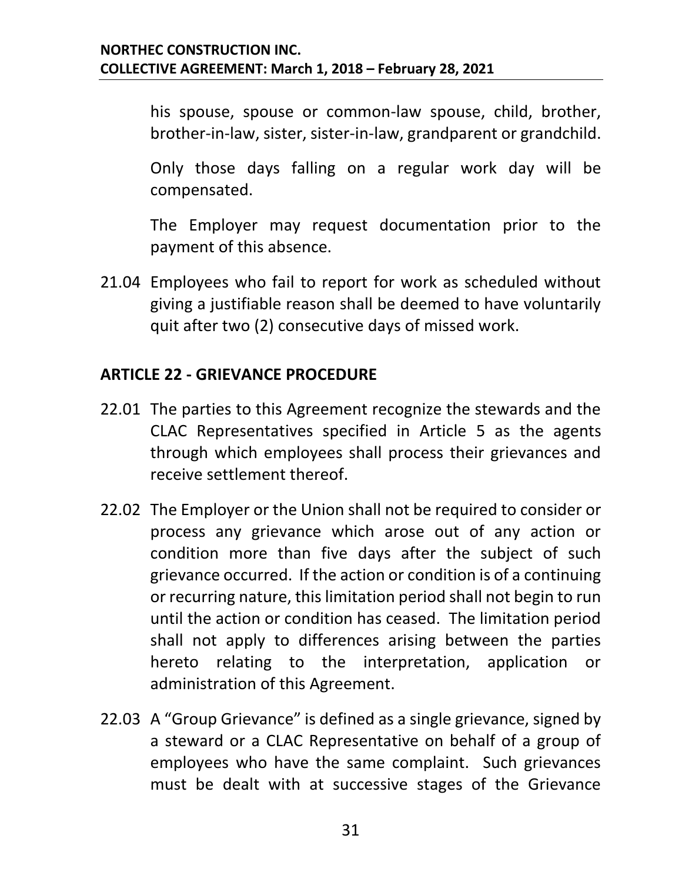his spouse, spouse or common-law spouse, child, brother, brother-in-law, sister, sister-in-law, grandparent or grandchild.

Only those days falling on a regular work day will be compensated.

The Employer may request documentation prior to the payment of this absence.

21.04 Employees who fail to report for work as scheduled without giving a justifiable reason shall be deemed to have voluntarily quit after two (2) consecutive days of missed work.

## ARTICLE 22 - GRIEVANCE PROCEDURE

22.01 The parties to this Agreement recognize the stewards and the CLAC Representatives specified in Article 5 as the agents through which employees shall process their grievances and receive settlement thereof.

22.02 The Employer or the Union shall not be required to consider or process any grievance which arose out of any action or condition more than five days after the subject of such grievance occurred. If the action or condition is of a continuing or recurring nature, this limitation period shall not begin to run until the action or condition has ceased. The limitation period shall not apply to differences arising between the parties hereto relating to the interpretation, application or administration of this Agreement.

22.03 A "Group Grievance" is defined as a single grievance, signed by a steward or a CLAC Representative on behalf of a group of employees who have the same complaint. Such grievances must be dealt with at successive stages of the Grievance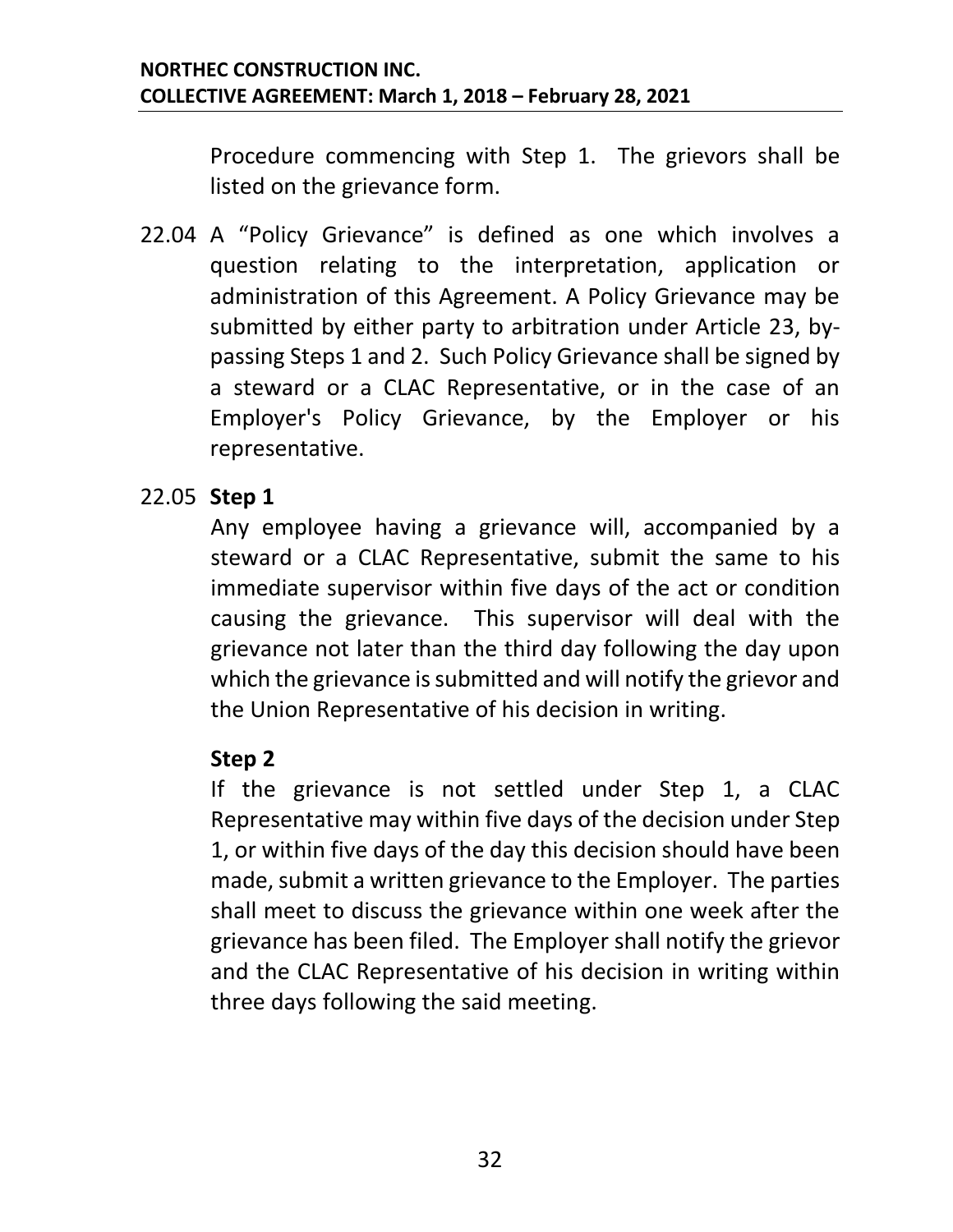Procedure commencing with Step 1. The grievors shall be listed on the grievance form.

22.04 A "Policy Grievance" is defined as one which involves a question relating to the interpretation, application or administration of this Agreement. A Policy Grievance may be submitted by either party to arbitration under Article 23, by-passing Steps 1 and 2. Such Policy Grievance shall be signed by a steward or a CLAC Representative, or in the case of an Employer's Policy Grievance, by the Employer or his representative.

22.05 **Step 1**

Any employee having a grievance will, accompanied by a steward or a CLAC Representative, submit the same to his immediate supervisor within five days of the act or condition causing the grievance. This supervisor will deal with the grievance not later than the third day following the day upon which the grievance is submitted and will notify the grievor and the Union Representative of his decision in writing.

**Step 2**

If the grievance is not settled under Step 1, a CLAC Representative may within five days of the decision under Step 1, or within five days of the day this decision should have been made, submit a written grievance to the Employer. The parties shall meet to discuss the grievance within one week after the grievance has been filed. The Employer shall notify the grievor and the CLAC Representative of his decision in writing within three days following the said meeting.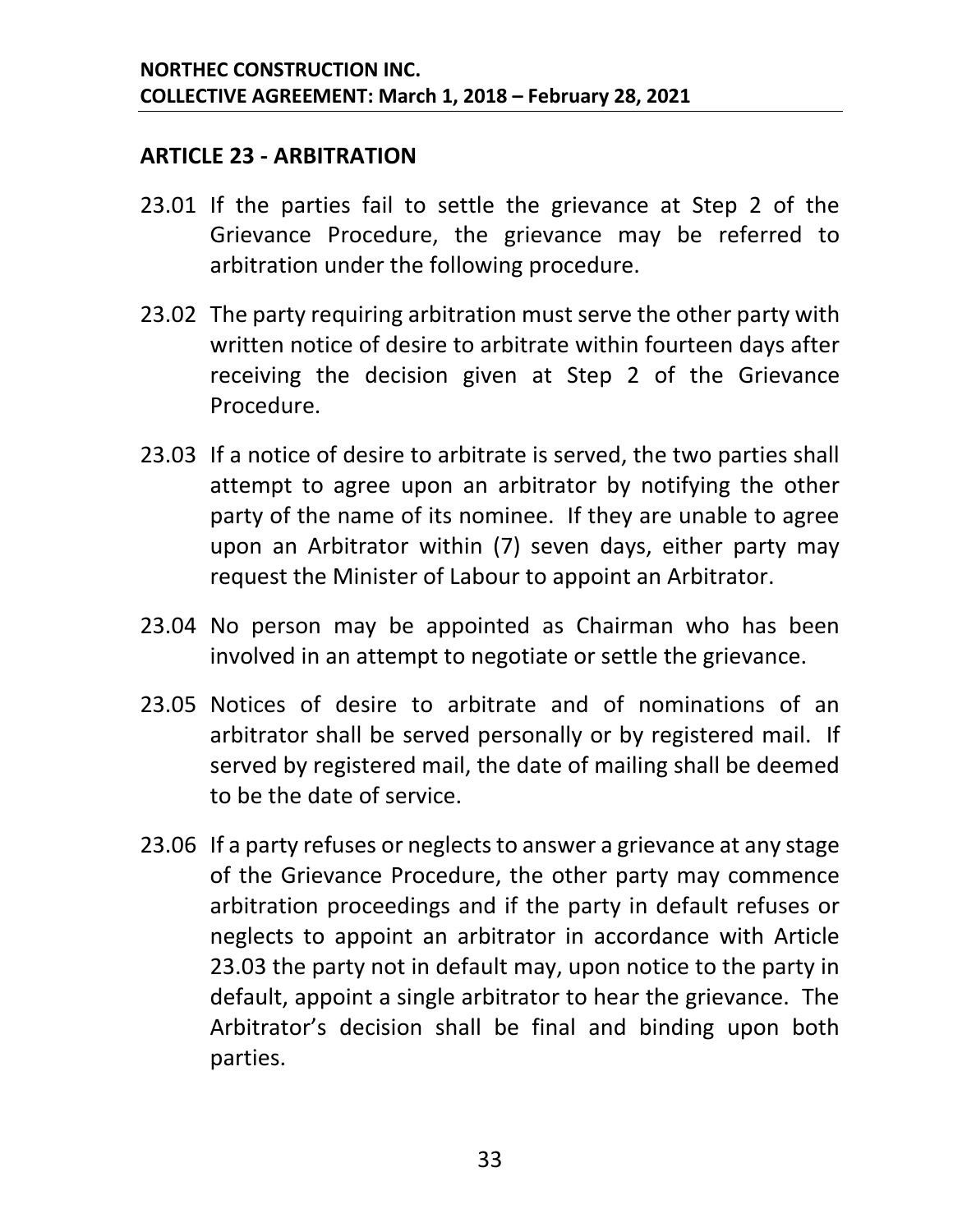## ARTICLE 23 - ARBITRATION

23.01 If the parties fail to settle the grievance at Step 2 of the Grievance Procedure, the grievance may be referred to arbitration under the following procedure.

23.02 The party requiring arbitration must serve the other party with written notice of desire to arbitrate within fourteen days after receiving the decision given at Step 2 of the Grievance Procedure.

23.03 If a notice of desire to arbitrate is served, the two parties shall attempt to agree upon an arbitrator by notifying the other party of the name of its nominee. If they are unable to agree upon an Arbitrator within (7) seven days, either party may request the Minister of Labour to appoint an Arbitrator.

23.04 No person may be appointed as Chairman who has been involved in an attempt to negotiate or settle the grievance.

23.05 Notices of desire to arbitrate and of nominations of an arbitrator shall be served personally or by registered mail. If served by registered mail, the date of mailing shall be deemed to be the date of service.

23.06 If a party refuses or neglects to answer a grievance at any stage of the Grievance Procedure, the other party may commence arbitration proceedings and if the party in default refuses or neglects to appoint an arbitrator in accordance with Article 23.03 the party not in default may, upon notice to the party in default, appoint a single arbitrator to hear the grievance. The Arbitrator's decision shall be final and binding upon both parties.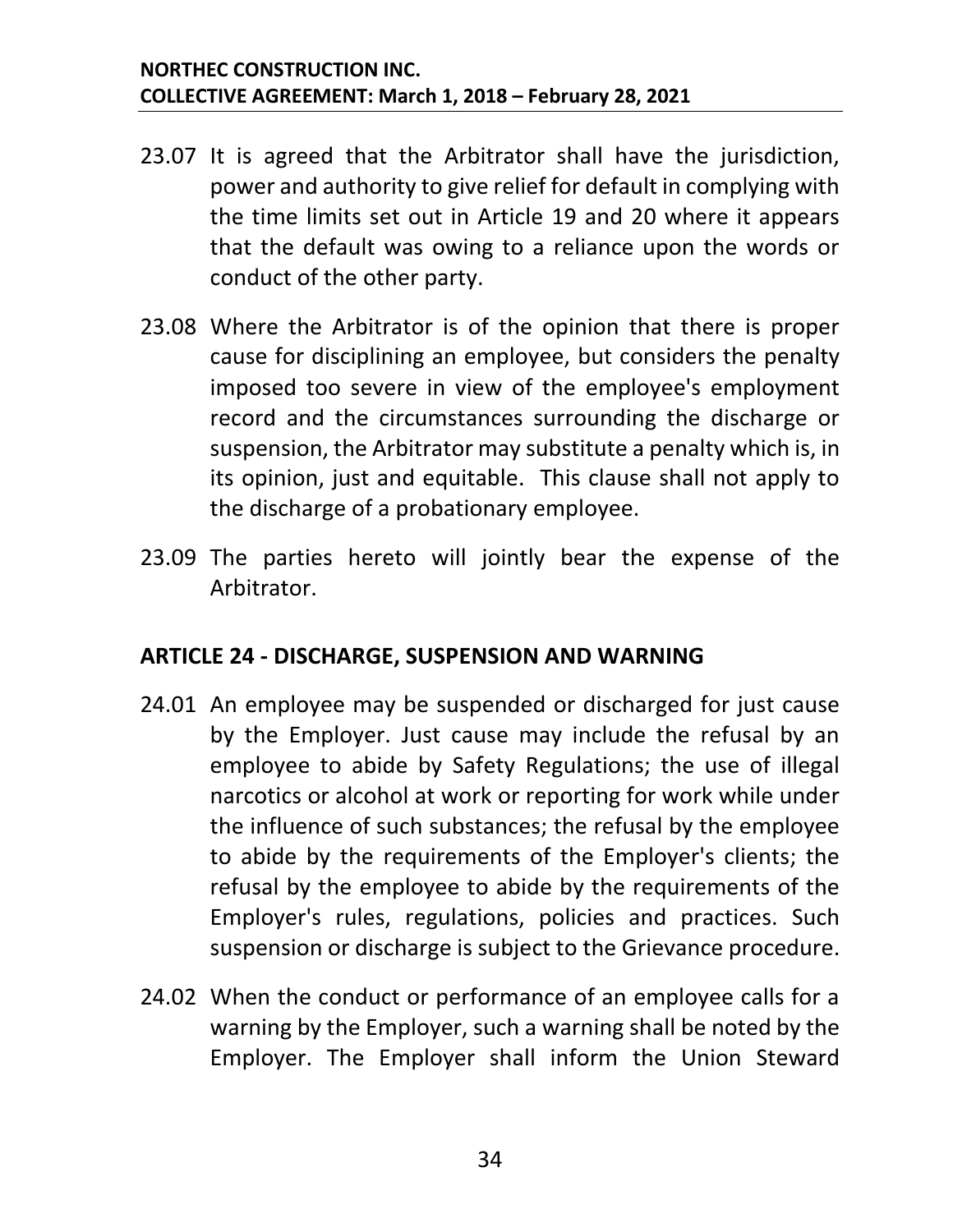23.07 It is agreed that the Arbitrator shall have the jurisdiction, power and authority to give relief for default in complying with the time limits set out in Article 19 and 20 where it appears that the default was owing to a reliance upon the words or conduct of the other party.

23.08 Where the Arbitrator is of the opinion that there is proper cause for disciplining an employee, but considers the penalty imposed too severe in view of the employee's employment record and the circumstances surrounding the discharge or suspension, the Arbitrator may substitute a penalty which is, in its opinion, just and equitable. This clause shall not apply to the discharge of a probationary employee.

23.09 The parties hereto will jointly bear the expense of the Arbitrator.

## ARTICLE 24 - DISCHARGE, SUSPENSION AND WARNING

24.01 An employee may be suspended or discharged for just cause by the Employer. Just cause may include the refusal by an employee to abide by Safety Regulations; the use of illegal narcotics or alcohol at work or reporting for work while under the influence of such substances; the refusal by the employee to abide by the requirements of the Employer's clients; the refusal by the employee to abide by the requirements of the Employer's rules, regulations, policies and practices. Such suspension or discharge is subject to the Grievance procedure.

24.02 When the conduct or performance of an employee calls for a warning by the Employer, such a warning shall be noted by the Employer. The Employer shall inform the Union Steward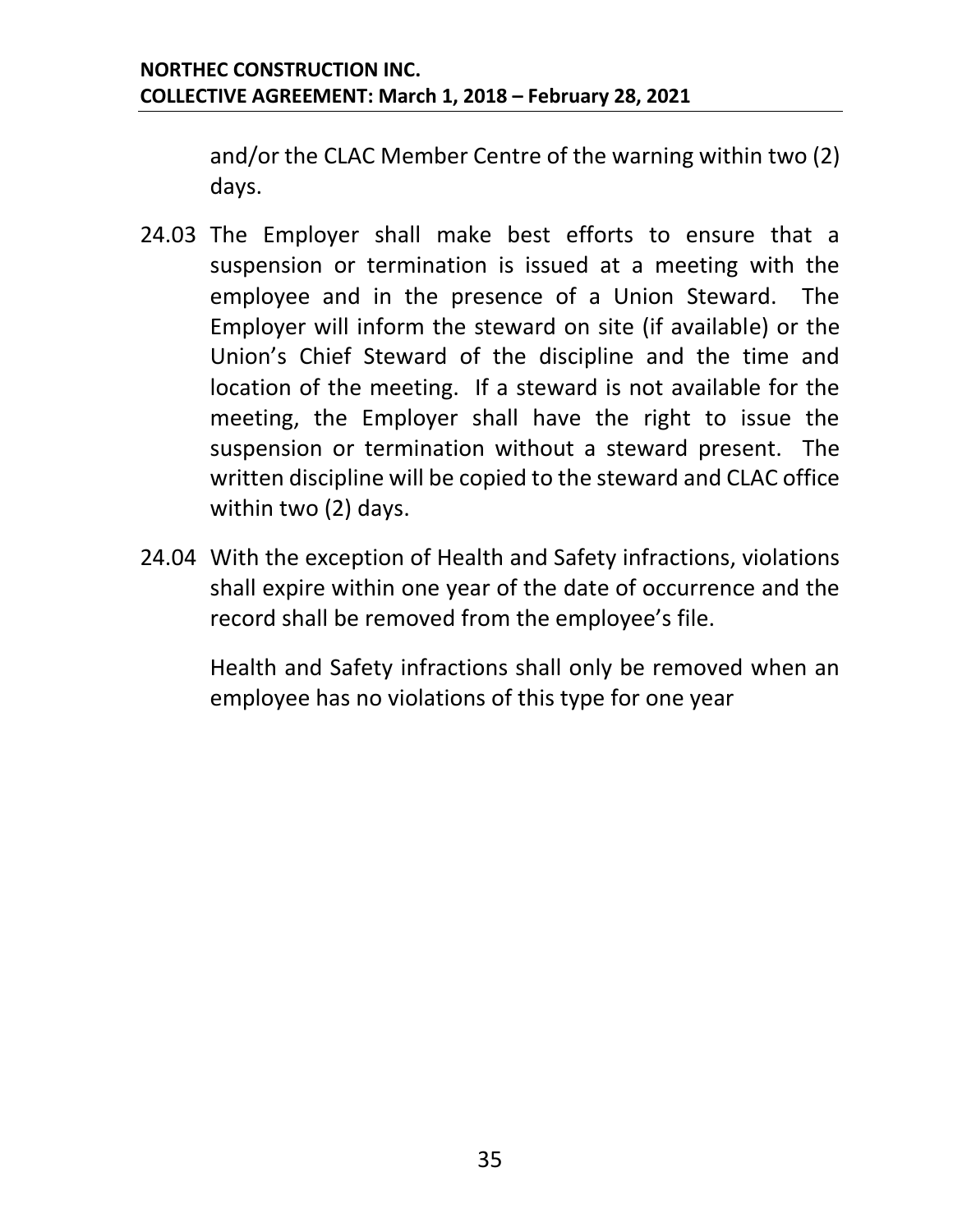and/or the CLAC Member Centre of the warning within two (2) days.

24.03 The Employer shall make best efforts to ensure that a suspension or termination is issued at a meeting with the employee and in the presence of a Union Steward. The Employer will inform the steward on site (if available) or the Union's Chief Steward of the discipline and the time and location of the meeting. If a steward is not available for the meeting, the Employer shall have the right to issue the suspension or termination without a steward present. The written discipline will be copied to the steward and CLAC office within two (2) days.

24.04 With the exception of Health and Safety infractions, violations shall expire within one year of the date of occurrence and the record shall be removed from the employee's file.

Health and Safety infractions shall only be removed when an employee has no violations of this type for one year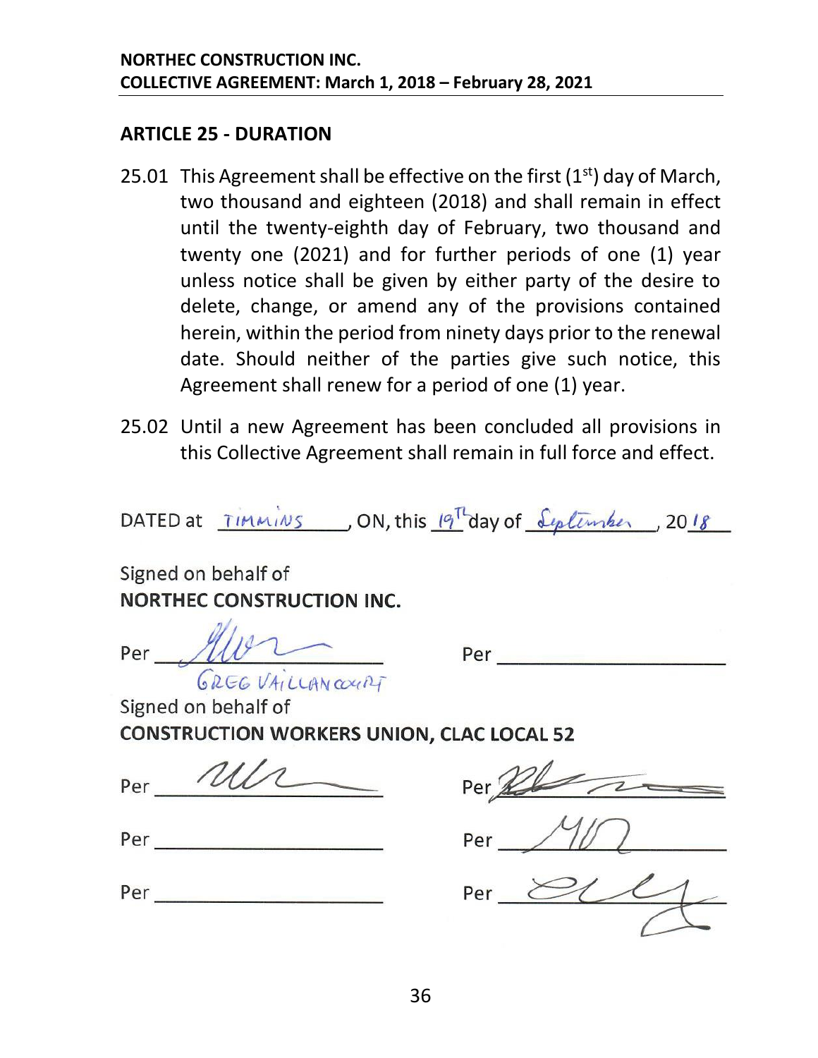## ARTICLE 25 - DURATION

25.01 This Agreement shall be effective on the first (1st) day of March, two thousand and eighteen (2018) and shall remain in effect until the twenty-eighth day of February, two thousand and twenty one (2021) and for further periods of one (1) year unless notice shall be given by either party of the desire to delete, change, or amend any of the provisions contained herein, within the period from ninety days prior to the renewal date. Should neither of the parties give such notice, this Agreement shall renew for a period of one (1) year.

25.02 Until a new Agreement has been concluded all provisions in this Collective Agreement shall remain in full force and effect.

DATED at TIMMINS, ON, this 19th day of September, 2018

Signed on behalf of
**NORTHEC CONSTRUCTION INC.**

Per ______________________ Per ______________________
GREG VAILLANCOURT

Signed on behalf of
**CONSTRUCTION WORKERS UNION, CLAC LOCAL 52**

Per ______________________ Per ______________________

Per ______________________ Per ______________________

Per ______________________ Per ______________________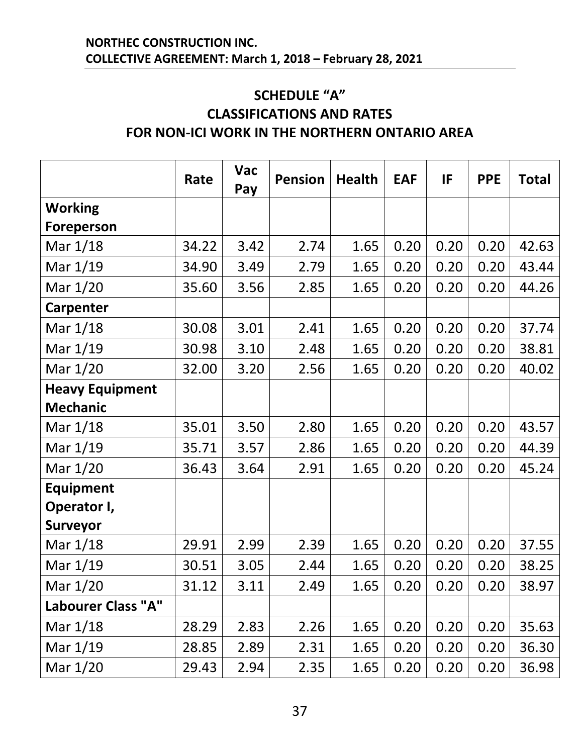## SCHEDULE "A"
## CLASSIFICATIONS AND RATES
## FOR NON-ICI WORK IN THE NORTHERN ONTARIO AREA

| | Rate | Vac Pay | Pension | Health | EAF | IF | PPE | Total |
|---|---|---|---|---|---|---|---|---|
| **Working Foreperson** | | | | | | | | |
| Mar 1/18 | 34.22 | 3.42 | 2.74 | 1.65 | 0.20 | 0.20 | 0.20 | 42.63 |
| Mar 1/19 | 34.90 | 3.49 | 2.79 | 1.65 | 0.20 | 0.20 | 0.20 | 43.44 |
| Mar 1/20 | 35.60 | 3.56 | 2.85 | 1.65 | 0.20 | 0.20 | 0.20 | 44.26 |
| **Carpenter** | | | | | | | | |
| Mar 1/18 | 30.08 | 3.01 | 2.41 | 1.65 | 0.20 | 0.20 | 0.20 | 37.74 |
| Mar 1/19 | 30.98 | 3.10 | 2.48 | 1.65 | 0.20 | 0.20 | 0.20 | 38.81 |
| Mar 1/20 | 32.00 | 3.20 | 2.56 | 1.65 | 0.20 | 0.20 | 0.20 | 40.02 |
| **Heavy Equipment Mechanic** | | | | | | | | |
| Mar 1/18 | 35.01 | 3.50 | 2.80 | 1.65 | 0.20 | 0.20 | 0.20 | 43.57 |
| Mar 1/19 | 35.71 | 3.57 | 2.86 | 1.65 | 0.20 | 0.20 | 0.20 | 44.39 |
| Mar 1/20 | 36.43 | 3.64 | 2.91 | 1.65 | 0.20 | 0.20 | 0.20 | 45.24 |
| **Equipment Operator I, Surveyor** | | | | | | | | |
| Mar 1/18 | 29.91 | 2.99 | 2.39 | 1.65 | 0.20 | 0.20 | 0.20 | 37.55 |
| Mar 1/19 | 30.51 | 3.05 | 2.44 | 1.65 | 0.20 | 0.20 | 0.20 | 38.25 |
| Mar 1/20 | 31.12 | 3.11 | 2.49 | 1.65 | 0.20 | 0.20 | 0.20 | 38.97 |
| **Labourer Class "A"** | | | | | | | | |
| Mar 1/18 | 28.29 | 2.83 | 2.26 | 1.65 | 0.20 | 0.20 | 0.20 | 35.63 |
| Mar 1/19 | 28.85 | 2.89 | 2.31 | 1.65 | 0.20 | 0.20 | 0.20 | 36.30 |
| Mar 1/20 | 29.43 | 2.94 | 2.35 | 1.65 | 0.20 | 0.20 | 0.20 | 36.98 |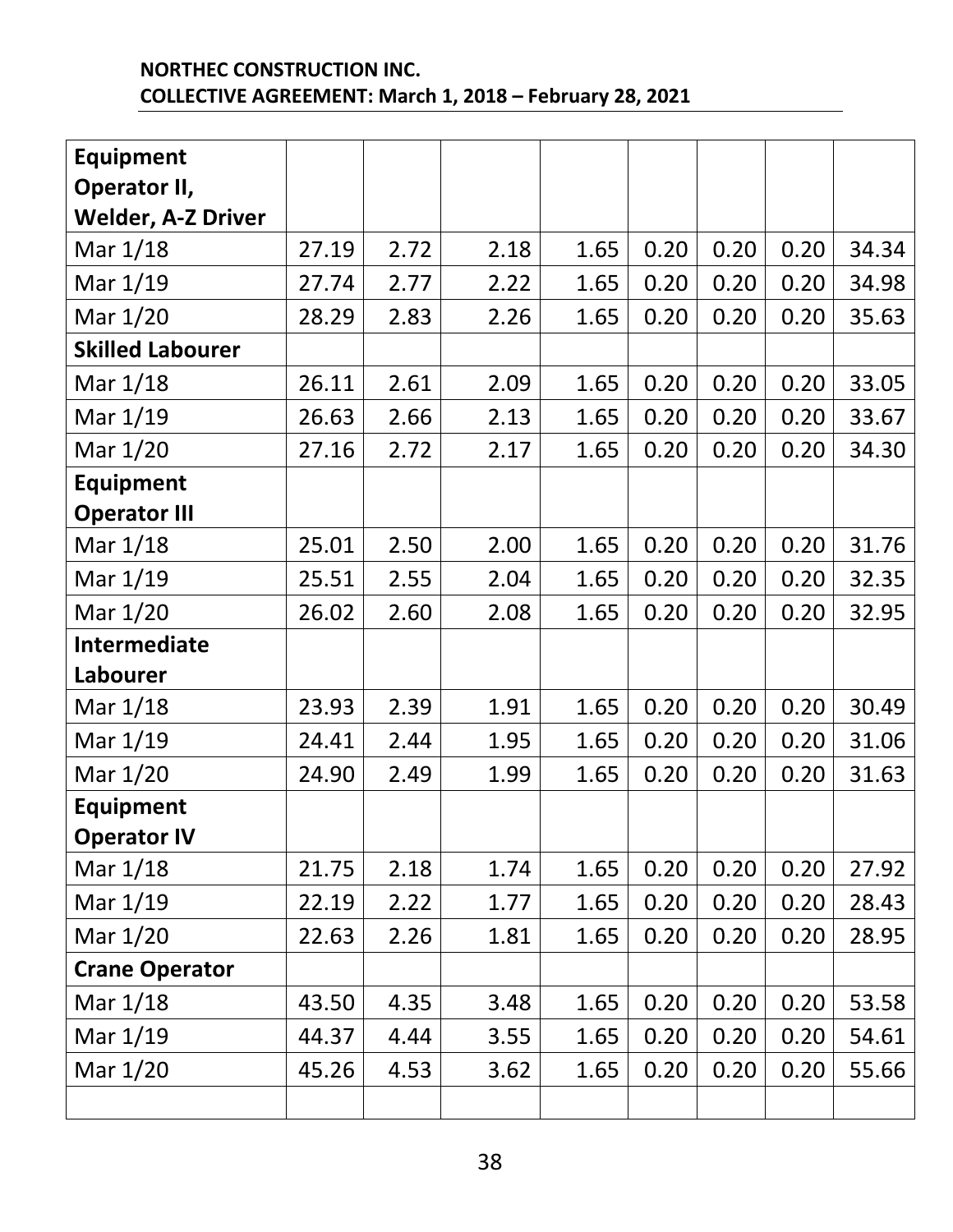| **Equipment Operator II, Welder, A-Z Driver** | | | | | | | |
|---|---|---|---|---|---|---|---|
| Mar 1/18 | 27.19 | 2.72 | 2.18 | 1.65 | 0.20 | 0.20 | 0.20 | 34.34 |
| Mar 1/19 | 27.74 | 2.77 | 2.22 | 1.65 | 0.20 | 0.20 | 0.20 | 34.98 |
| Mar 1/20 | 28.29 | 2.83 | 2.26 | 1.65 | 0.20 | 0.20 | 0.20 | 35.63 |
| **Skilled Labourer** | | | | | | | | |
| Mar 1/18 | 26.11 | 2.61 | 2.09 | 1.65 | 0.20 | 0.20 | 0.20 | 33.05 |
| Mar 1/19 | 26.63 | 2.66 | 2.13 | 1.65 | 0.20 | 0.20 | 0.20 | 33.67 |
| Mar 1/20 | 27.16 | 2.72 | 2.17 | 1.65 | 0.20 | 0.20 | 0.20 | 34.30 |
| **Equipment Operator III** | | | | | | | | |
| Mar 1/18 | 25.01 | 2.50 | 2.00 | 1.65 | 0.20 | 0.20 | 0.20 | 31.76 |
| Mar 1/19 | 25.51 | 2.55 | 2.04 | 1.65 | 0.20 | 0.20 | 0.20 | 32.35 |
| Mar 1/20 | 26.02 | 2.60 | 2.08 | 1.65 | 0.20 | 0.20 | 0.20 | 32.95 |
| **Intermediate Labourer** | | | | | | | | |
| Mar 1/18 | 23.93 | 2.39 | 1.91 | 1.65 | 0.20 | 0.20 | 0.20 | 30.49 |
| Mar 1/19 | 24.41 | 2.44 | 1.95 | 1.65 | 0.20 | 0.20 | 0.20 | 31.06 |
| Mar 1/20 | 24.90 | 2.49 | 1.99 | 1.65 | 0.20 | 0.20 | 0.20 | 31.63 |
| **Equipment Operator IV** | | | | | | | | |
| Mar 1/18 | 21.75 | 2.18 | 1.74 | 1.65 | 0.20 | 0.20 | 0.20 | 27.92 |
| Mar 1/19 | 22.19 | 2.22 | 1.77 | 1.65 | 0.20 | 0.20 | 0.20 | 28.43 |
| Mar 1/20 | 22.63 | 2.26 | 1.81 | 1.65 | 0.20 | 0.20 | 0.20 | 28.95 |
| **Crane Operator** | | | | | | | | |
| Mar 1/18 | 43.50 | 4.35 | 3.48 | 1.65 | 0.20 | 0.20 | 0.20 | 53.58 |
| Mar 1/19 | 44.37 | 4.44 | 3.55 | 1.65 | 0.20 | 0.20 | 0.20 | 54.61 |
| Mar 1/20 | 45.26 | 4.53 | 3.62 | 1.65 | 0.20 | 0.20 | 0.20 | 55.66 |
| | | | | | | | | |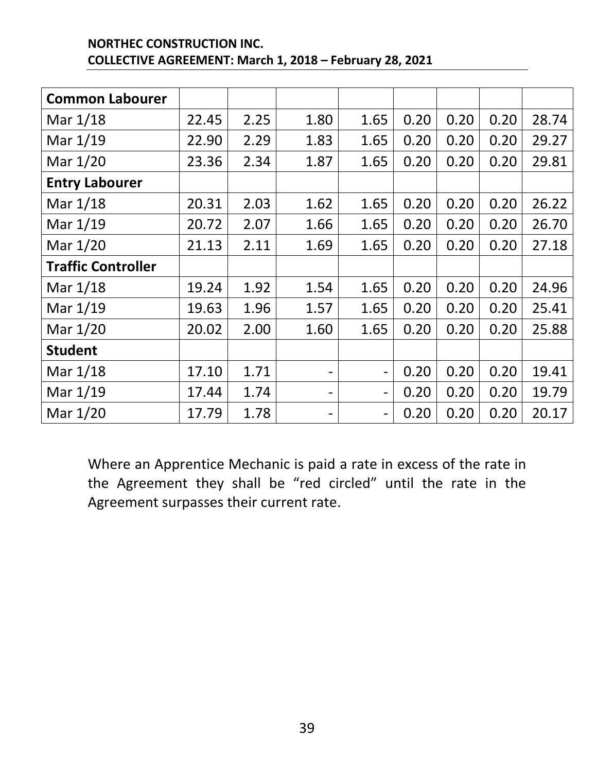| Common Labourer | | | | | | | | |
|---|---|---|---|---|---|---|---|---|
| Mar 1/18 | 22.45 | 2.25 | 1.80 | 1.65 | 0.20 | 0.20 | 0.20 | 28.74 |
| Mar 1/19 | 22.90 | 2.29 | 1.83 | 1.65 | 0.20 | 0.20 | 0.20 | 29.27 |
| Mar 1/20 | 23.36 | 2.34 | 1.87 | 1.65 | 0.20 | 0.20 | 0.20 | 29.81 |
| **Entry Labourer** | | | | | | | | |
| Mar 1/18 | 20.31 | 2.03 | 1.62 | 1.65 | 0.20 | 0.20 | 0.20 | 26.22 |
| Mar 1/19 | 20.72 | 2.07 | 1.66 | 1.65 | 0.20 | 0.20 | 0.20 | 26.70 |
| Mar 1/20 | 21.13 | 2.11 | 1.69 | 1.65 | 0.20 | 0.20 | 0.20 | 27.18 |
| **Traffic Controller** | | | | | | | | |
| Mar 1/18 | 19.24 | 1.92 | 1.54 | 1.65 | 0.20 | 0.20 | 0.20 | 24.96 |
| Mar 1/19 | 19.63 | 1.96 | 1.57 | 1.65 | 0.20 | 0.20 | 0.20 | 25.41 |
| Mar 1/20 | 20.02 | 2.00 | 1.60 | 1.65 | 0.20 | 0.20 | 0.20 | 25.88 |
| **Student** | | | | | | | | |
| Mar 1/18 | 17.10 | 1.71 | - | - | 0.20 | 0.20 | 0.20 | 19.41 |
| Mar 1/19 | 17.44 | 1.74 | - | - | 0.20 | 0.20 | 0.20 | 19.79 |
| Mar 1/20 | 17.79 | 1.78 | - | - | 0.20 | 0.20 | 0.20 | 20.17 |

Where an Apprentice Mechanic is paid a rate in excess of the rate in the Agreement they shall be "red circled" until the rate in the Agreement surpasses their current rate.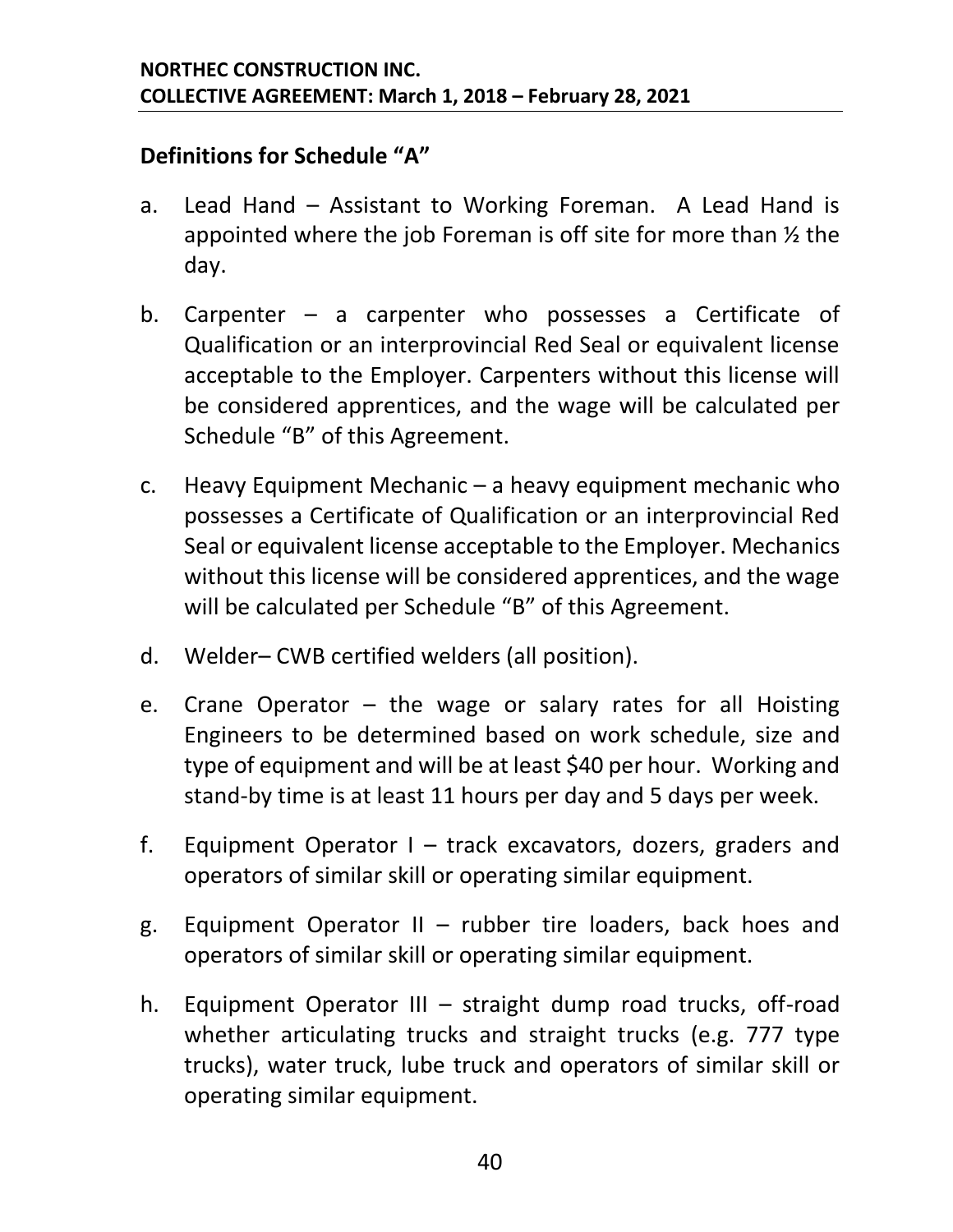## Definitions for Schedule "A"

a. Lead Hand – Assistant to Working Foreman. A Lead Hand is appointed where the job Foreman is off site for more than ½ the day.

b. Carpenter – a carpenter who possesses a Certificate of Qualification or an interprovincial Red Seal or equivalent license acceptable to the Employer. Carpenters without this license will be considered apprentices, and the wage will be calculated per Schedule "B" of this Agreement.

c. Heavy Equipment Mechanic – a heavy equipment mechanic who possesses a Certificate of Qualification or an interprovincial Red Seal or equivalent license acceptable to the Employer. Mechanics without this license will be considered apprentices, and the wage will be calculated per Schedule "B" of this Agreement.

d. Welder– CWB certified welders (all position).

e. Crane Operator – the wage or salary rates for all Hoisting Engineers to be determined based on work schedule, size and type of equipment and will be at least $40 per hour. Working and stand-by time is at least 11 hours per day and 5 days per week.

f. Equipment Operator I – track excavators, dozers, graders and operators of similar skill or operating similar equipment.

g. Equipment Operator II – rubber tire loaders, back hoes and operators of similar skill or operating similar equipment.

h. Equipment Operator III – straight dump road trucks, off-road whether articulating trucks and straight trucks (e.g. 777 type trucks), water truck, lube truck and operators of similar skill or operating similar equipment.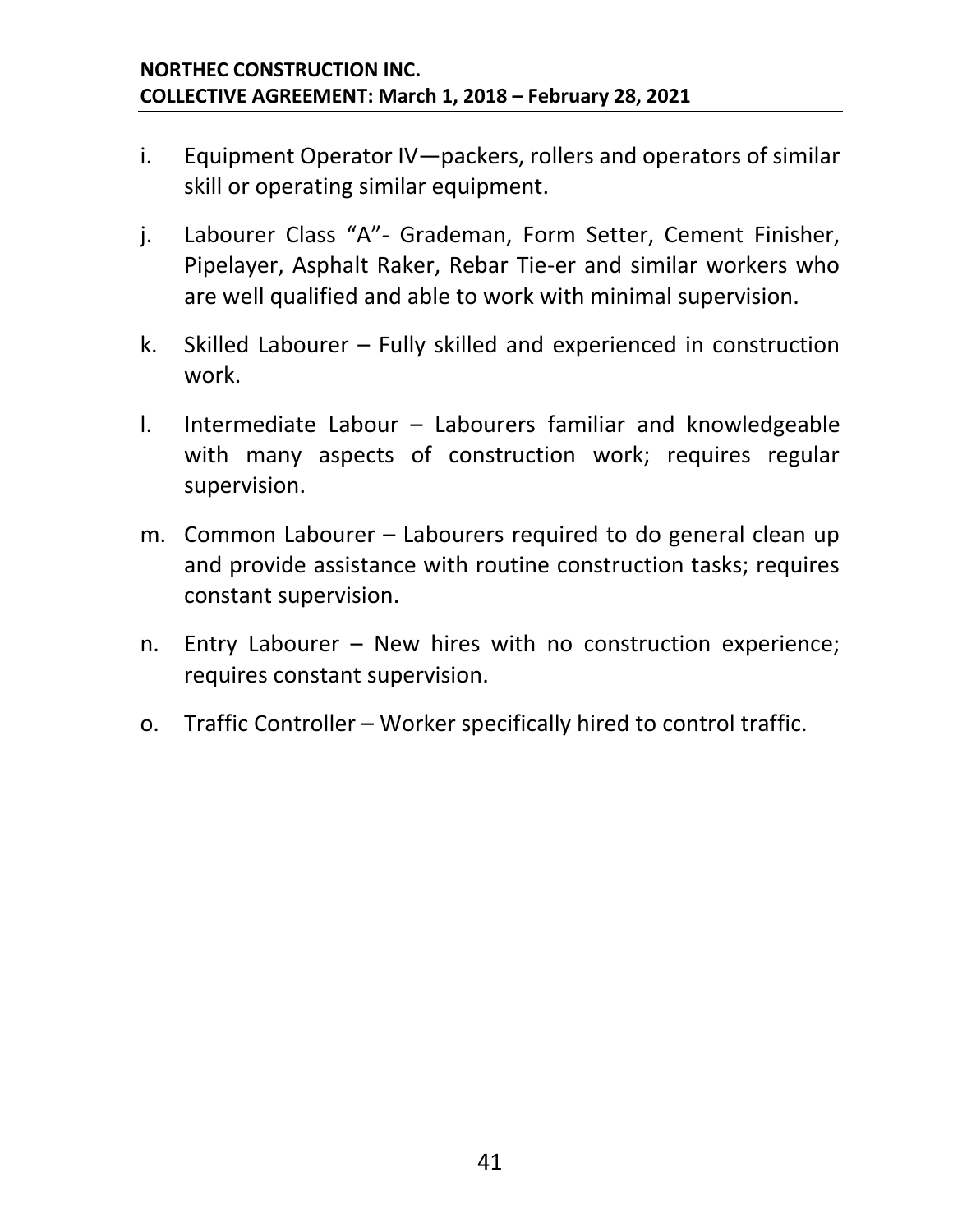i. Equipment Operator IV—packers, rollers and operators of similar skill or operating similar equipment.

j. Labourer Class “A”- Grademan, Form Setter, Cement Finisher, Pipelayer, Asphalt Raker, Rebar Tie-er and similar workers who are well qualified and able to work with minimal supervision.

k. Skilled Labourer – Fully skilled and experienced in construction work.

l. Intermediate Labour – Labourers familiar and knowledgeable with many aspects of construction work; requires regular supervision.

m. Common Labourer – Labourers required to do general clean up and provide assistance with routine construction tasks; requires constant supervision.

n. Entry Labourer – New hires with no construction experience; requires constant supervision.

o. Traffic Controller – Worker specifically hired to control traffic.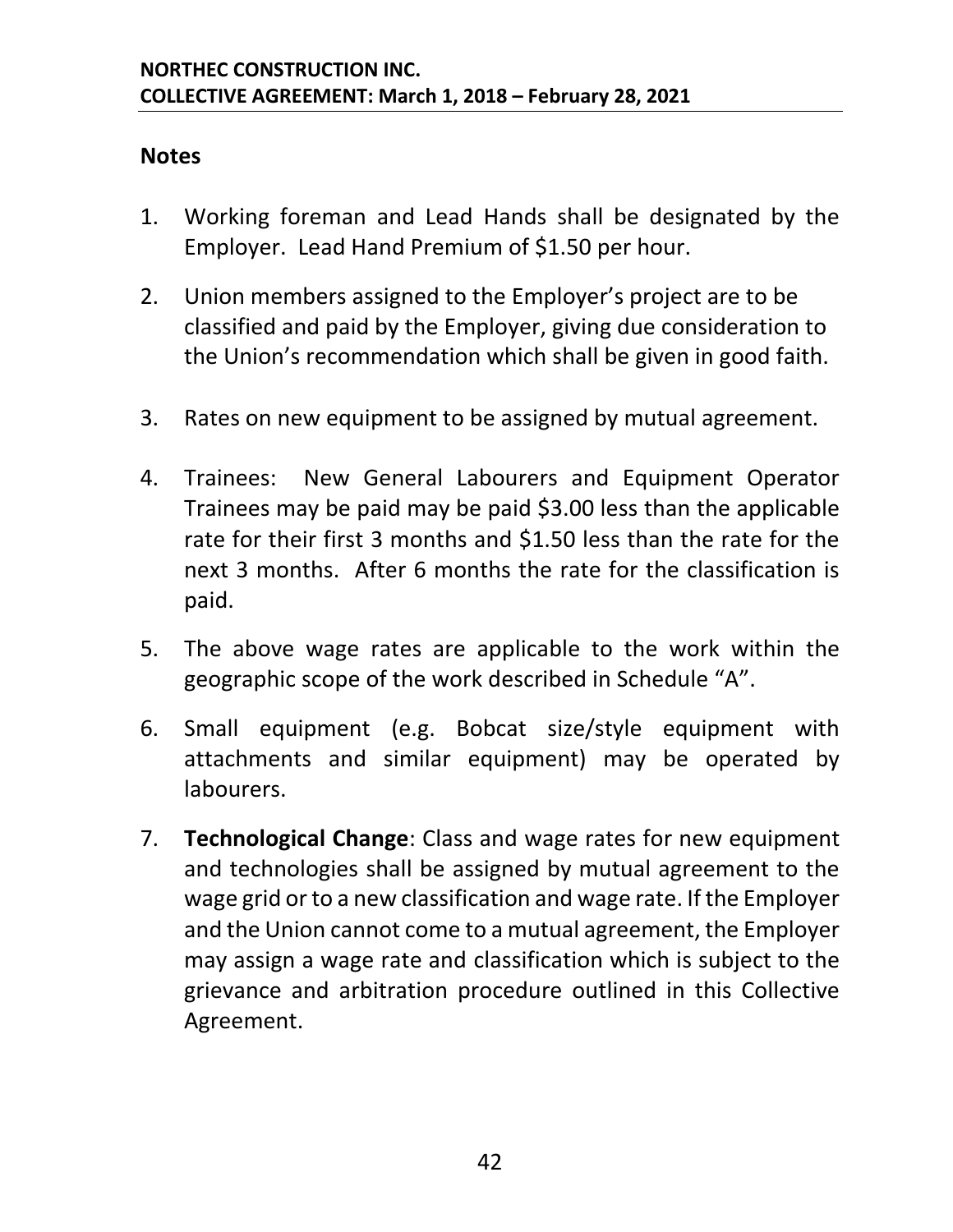## Notes

1. Working foreman and Lead Hands shall be designated by the Employer. Lead Hand Premium of $1.50 per hour.

2. Union members assigned to the Employer's project are to be classified and paid by the Employer, giving due consideration to the Union's recommendation which shall be given in good faith.

3. Rates on new equipment to be assigned by mutual agreement.

4. Trainees: New General Labourers and Equipment Operator Trainees may be paid may be paid $3.00 less than the applicable rate for their first 3 months and $1.50 less than the rate for the next 3 months. After 6 months the rate for the classification is paid.

5. The above wage rates are applicable to the work within the geographic scope of the work described in Schedule "A".

6. Small equipment (e.g. Bobcat size/style equipment with attachments and similar equipment) may be operated by labourers.

7. **Technological Change**: Class and wage rates for new equipment and technologies shall be assigned by mutual agreement to the wage grid or to a new classification and wage rate. If the Employer and the Union cannot come to a mutual agreement, the Employer may assign a wage rate and classification which is subject to the grievance and arbitration procedure outlined in this Collective Agreement.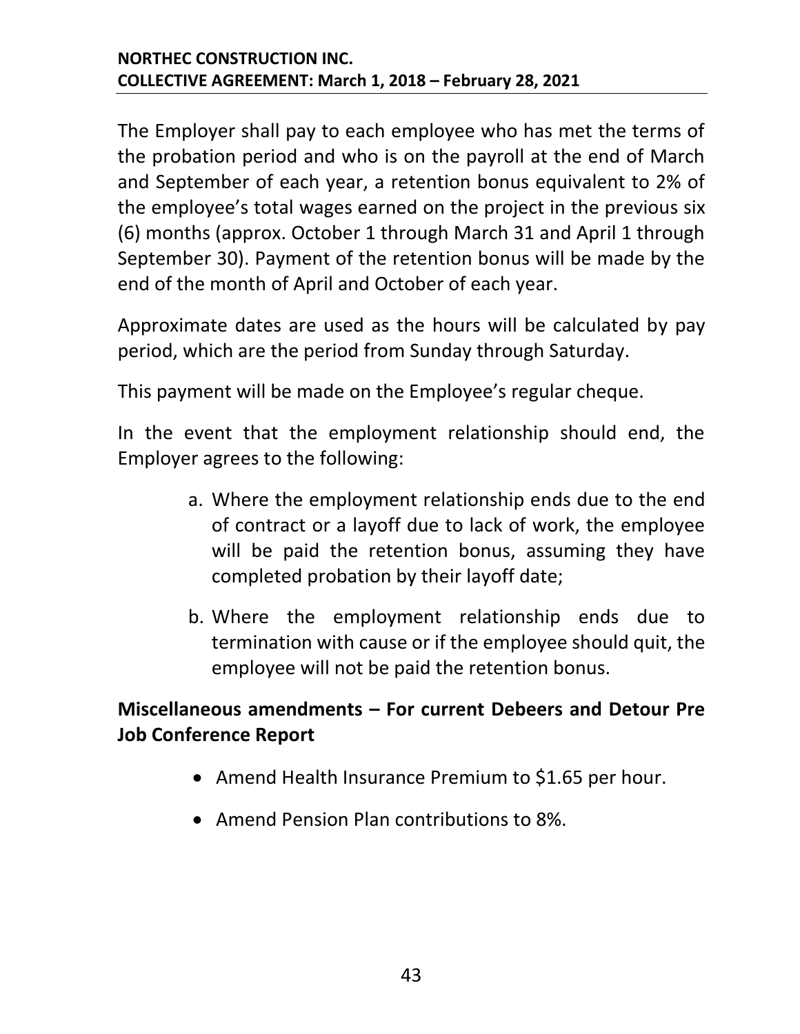The Employer shall pay to each employee who has met the terms of the probation period and who is on the payroll at the end of March and September of each year, a retention bonus equivalent to 2% of the employee's total wages earned on the project in the previous six (6) months (approx. October 1 through March 31 and April 1 through September 30). Payment of the retention bonus will be made by the end of the month of April and October of each year.

Approximate dates are used as the hours will be calculated by pay period, which are the period from Sunday through Saturday.

This payment will be made on the Employee's regular cheque.

In the event that the employment relationship should end, the Employer agrees to the following:

a. Where the employment relationship ends due to the end of contract or a layoff due to lack of work, the employee will be paid the retention bonus, assuming they have completed probation by their layoff date;

b. Where the employment relationship ends due to termination with cause or if the employee should quit, the employee will not be paid the retention bonus.

**Miscellaneous amendments – For current Debeers and Detour Pre Job Conference Report**

- Amend Health Insurance Premium to $1.65 per hour.
- Amend Pension Plan contributions to 8%.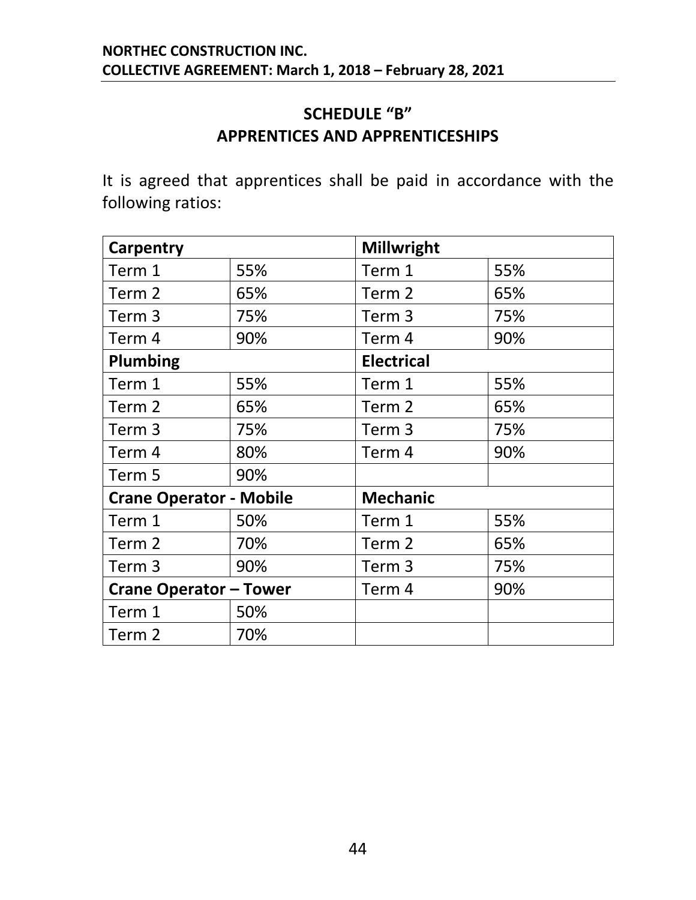## SCHEDULE "B"
## APPRENTICES AND APPRENTICESHIPS

It is agreed that apprentices shall be paid in accordance with the following ratios:

| **Carpentry** | | **Millwright** | |
|---|---|---|---|
| Term 1 | 55% | Term 1 | 55% |
| Term 2 | 65% | Term 2 | 65% |
| Term 3 | 75% | Term 3 | 75% |
| Term 4 | 90% | Term 4 | 90% |
| **Plumbing** | | **Electrical** | |
| Term 1 | 55% | Term 1 | 55% |
| Term 2 | 65% | Term 2 | 65% |
| Term 3 | 75% | Term 3 | 75% |
| Term 4 | 80% | Term 4 | 90% |
| Term 5 | 90% | | |
| **Crane Operator - Mobile** | | **Mechanic** | |
| Term 1 | 50% | Term 1 | 55% |
| Term 2 | 70% | Term 2 | 65% |
| Term 3 | 90% | Term 3 | 75% |
| **Crane Operator – Tower** | | Term 4 | 90% |
| Term 1 | 50% | | |
| Term 2 | 70% | | |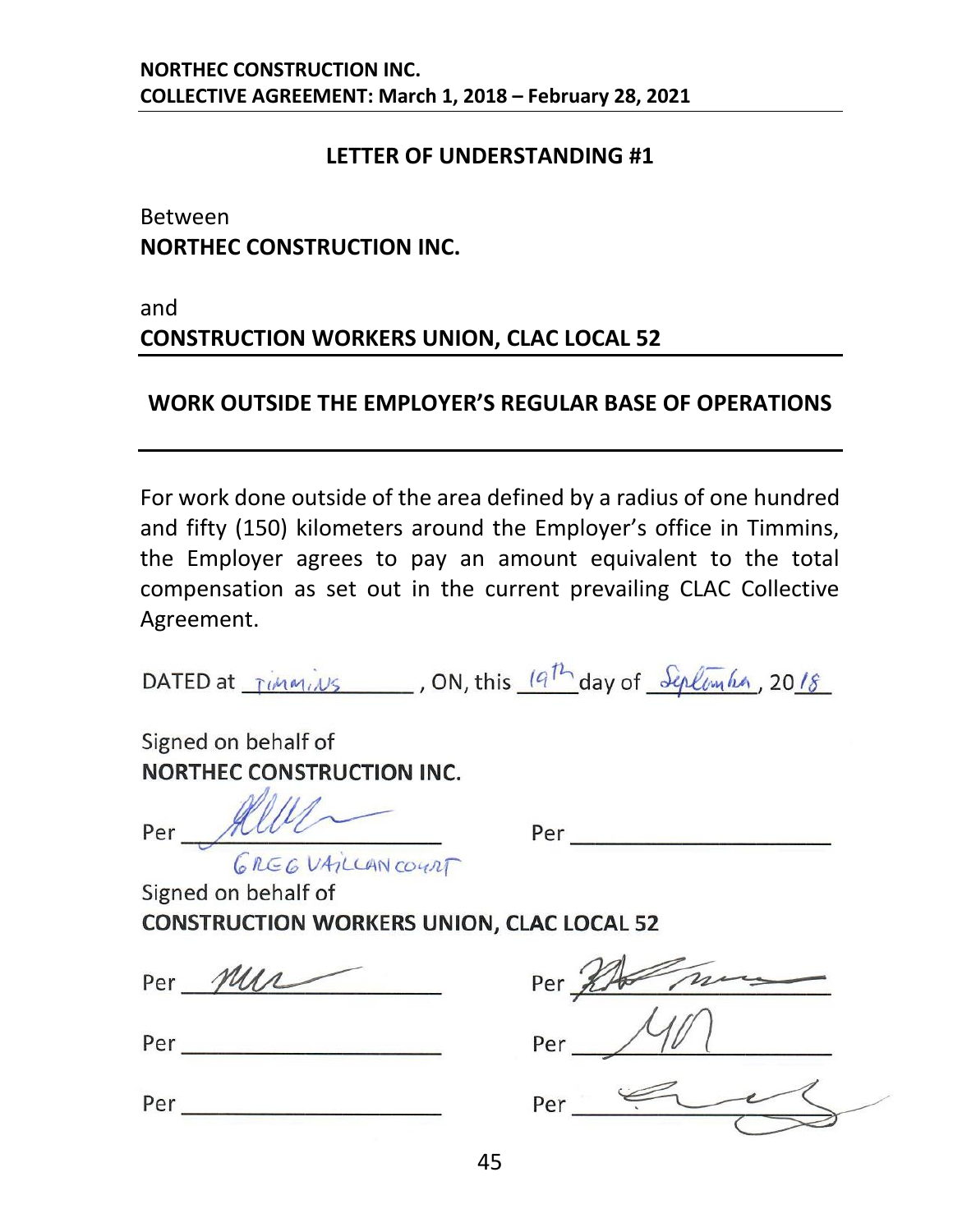## LETTER OF UNDERSTANDING #1

Between
**NORTHEC CONSTRUCTION INC.**

and
**CONSTRUCTION WORKERS UNION, CLAC LOCAL 52**

## WORK OUTSIDE THE EMPLOYER'S REGULAR BASE OF OPERATIONS

For work done outside of the area defined by a radius of one hundred and fifty (150) kilometers around the Employer's office in Timmins, the Employer agrees to pay an amount equivalent to the total compensation as set out in the current prevailing CLAC Collective Agreement.

DATED at Timmins, ON, this 19th day of September, 2018

Signed on behalf of
**NORTHEC CONSTRUCTION INC.**

Per ____________________ Per ____________________
GREG VAILLANCOURT

Signed on behalf of
**CONSTRUCTION WORKERS UNION, CLAC LOCAL 52**

Per ____________________ Per ____________________

Per ____________________ Per ____________________

Per ____________________ Per ____________________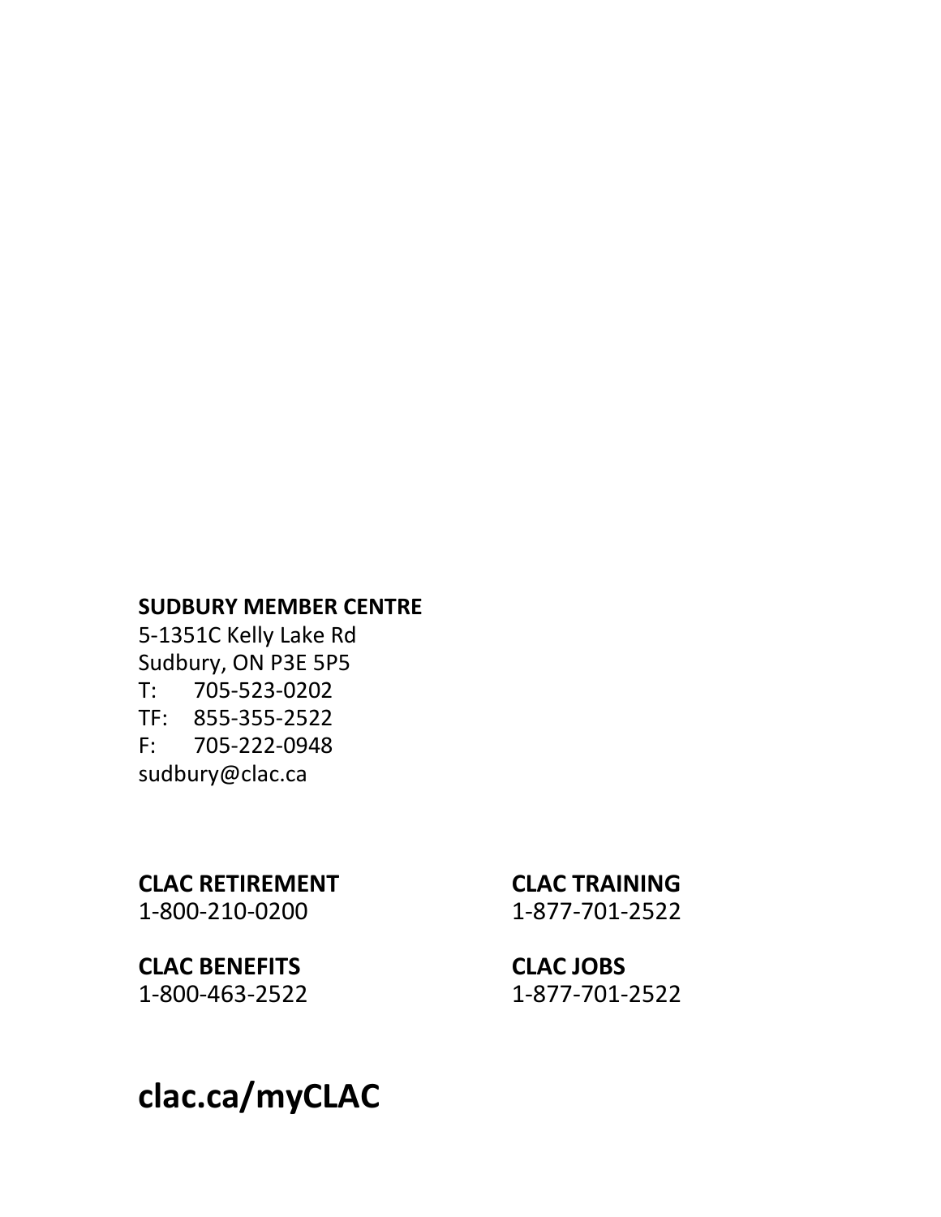**SUDBURY MEMBER CENTRE**
5-1351C Kelly Lake Rd
Sudbury, ON P3E 5P5
T: 705-523-0202
TF: 855-355-2522
F: 705-222-0948
sudbury@clac.ca

**CLAC RETIREMENT**
1-800-210-0200

**CLAC BENEFITS**
1-800-463-2522

**CLAC TRAINING**
1-877-701-2522

**CLAC JOBS**
1-877-701-2522

# clac.ca/myCLAC